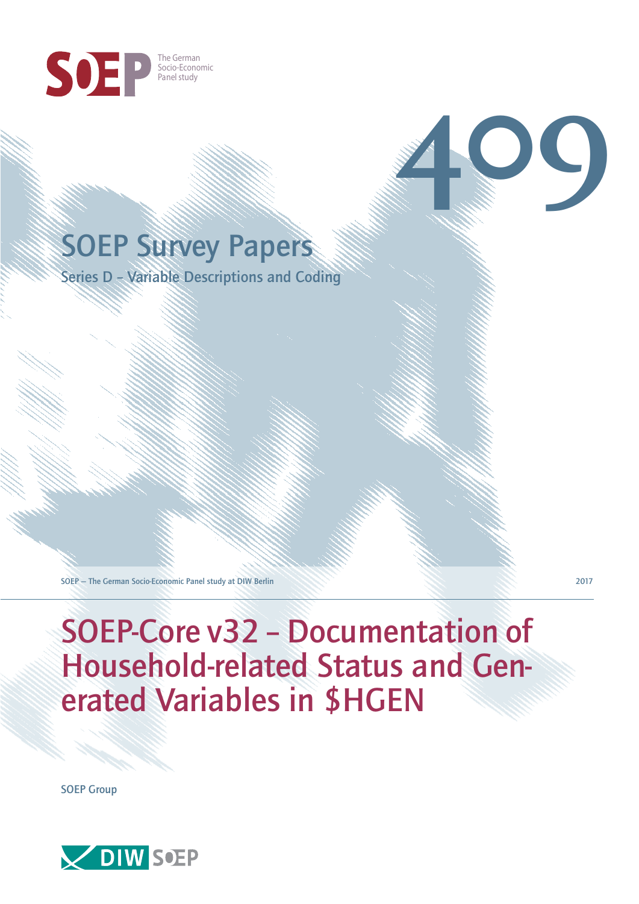SOEP The German Socio-Economic Panel study

409

# SOEP Survey Papers

Series D – Variable Descriptions and Coding

SOEP – The German Socio-Economic Panel study at DIW Berlin

2017

# SOEP-Core v32 – Documentation of Household-related Status and Generated Variables in $HGEN

SOEP Group

DIW SOEP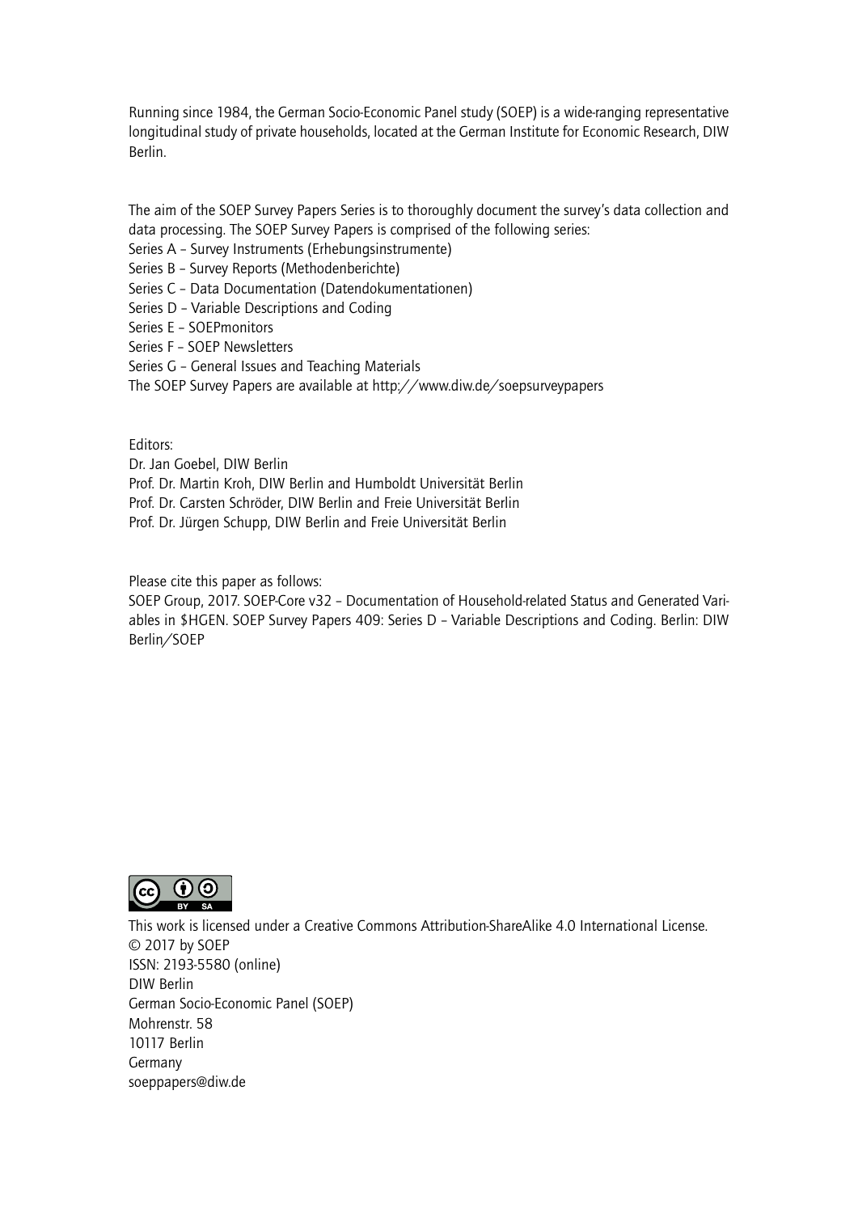Running since 1984, the German Socio-Economic Panel study (SOEP) is a wide-ranging representative longitudinal study of private households, located at the German Institute for Economic Research, DIW Berlin.

The aim of the SOEP Survey Papers Series is to thoroughly document the survey's data collection and data processing. The SOEP Survey Papers is comprised of the following series:

Series A – Survey Instruments (Erhebungsinstrumente)
Series B – Survey Reports (Methodenberichte)
Series C – Data Documentation (Datendokumentationen)
Series D – Variable Descriptions and Coding
Series E – SOEPmonitors
Series F – SOEP Newsletters
Series G – General Issues and Teaching Materials

The SOEP Survey Papers are available at http://www.diw.de/soepsurveypapers

Editors:
Dr. Jan Goebel, DIW Berlin
Prof. Dr. Martin Kroh, DIW Berlin and Humboldt Universität Berlin
Prof. Dr. Carsten Schröder, DIW Berlin and Freie Universität Berlin
Prof. Dr. Jürgen Schupp, DIW Berlin and Freie Universität Berlin

Please cite this paper as follows:
SOEP Group, 2017. SOEP-Core v32 – Documentation of Household-related Status and Generated Variables in $HGEN. SOEP Survey Papers 409: Series D – Variable Descriptions and Coding. Berlin: DIW Berlin/SOEP

This work is licensed under a Creative Commons Attribution-ShareAlike 4.0 International License.
© 2017 by SOEP
ISSN: 2193-5580 (online)
DIW Berlin
German Socio-Economic Panel (SOEP)
Mohrenstr. 58
10117 Berlin
Germany
soeppapers@diw.de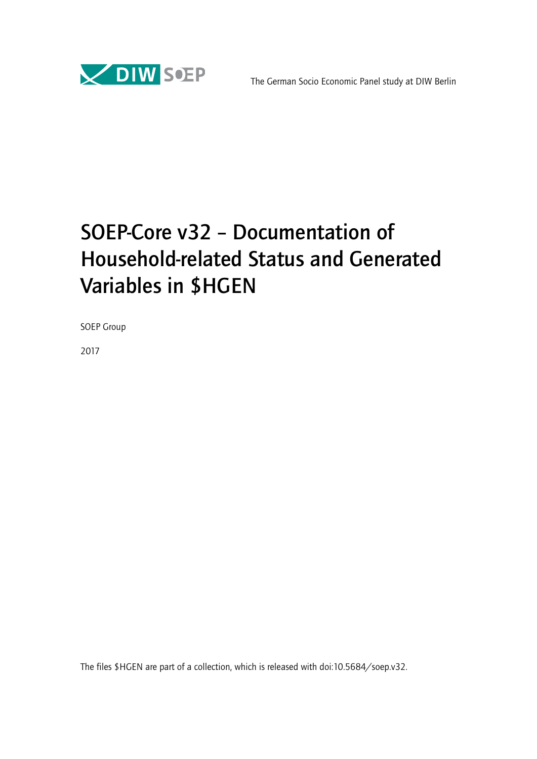The German Socio Economic Panel study at DIW Berlin

# SOEP-Core v32 – Documentation of Household-related Status and Generated Variables in $HGEN

SOEP Group

2017

The files $HGEN are part of a collection, which is released with doi:10.5684/soep.v32.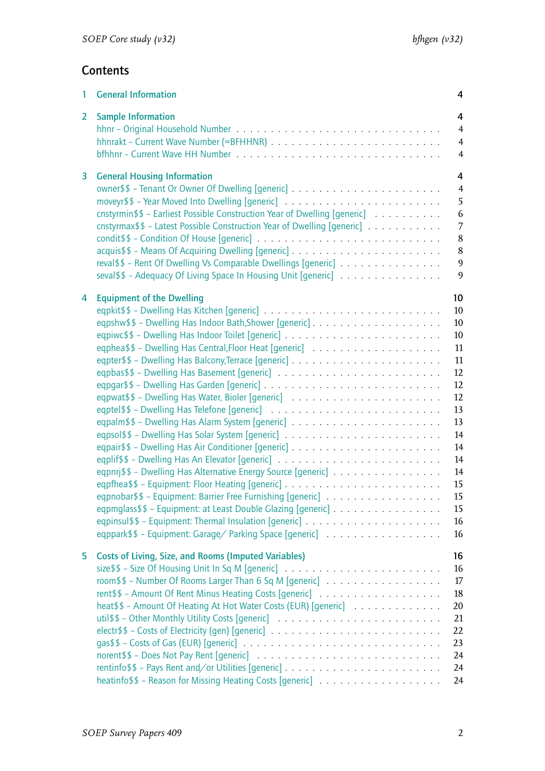# Contents

| | | |
|---|---|---|
| 1 | **General Information** | 4 |
| 2 | **Sample Information** | 4 |
| | hhnr – Original Household Number | 4 |
| | hhnrakt – Current Wave Number (=BFHHNR) | 4 |
| | bfhhnr – Current Wave HH Number | 4 |
| 3 | **General Housing Information** | 4 |
| | owner$$ – Tenant Or Owner Of Dwelling [generic] | 4 |
| | moveyr$$ – Year Moved Into Dwelling [generic] | 5 |
| | cnstyrmin$$ – Earliest Possible Construction Year of Dwelling [generic] | 6 |
| | cnstyrmax$$ – Latest Possible Construction Year of Dwelling [generic] | 7 |
| | condit$$ – Condition Of House [generic] | 8 |
| | acquis$$ – Means Of Acquiring Dwelling [generic] | 8 |
| | reval$$ – Rent Of Dwelling Vs Comparable Dwellings [generic] | 9 |
| | seval$$ – Adequacy Of Living Space In Housing Unit [generic] | 9 |
| 4 | **Equipment of the Dwelling** | 10 |
| | eqpkit$$ – Dwelling Has Kitchen [generic] | 10 |
| | eqpshw$$ – Dwelling Has Indoor Bath,Shower [generic] | 10 |
| | eqpiwc$$ – Dwelling Has Indoor Toilet [generic] | 10 |
| | eqphea$$ – Dwelling Has Central,Floor Heat [generic] | 11 |
| | eqpter$$ – Dwelling Has Balcony,Terrace [generic] | 11 |
| | eqpbas$$ – Dwelling Has Basement [generic] | 12 |
| | eqpgar$$ – Dwelling Has Garden [generic] | 12 |
| | eqpwat$$ – Dwelling Has Water, Bioler [generic] | 12 |
| | eqptel$$ – Dwelling Has Telefone [generic] | 13 |
| | eqpalm$$ – Dwelling Has Alarm System [generic] | 13 |
| | eqpsol$$ – Dwelling Has Solar System [generic] | 14 |
| | eqpair$$ – Dwelling Has Air Conditioner [generic] | 14 |
| | eqplif$$ – Dwelling Has An Elevator [generic] | 14 |
| | eqpnrj$$ – Dwelling Has Alternative Energy Source [generic] | 14 |
| | eqpfhea$$ – Equipment: Floor Heating [generic] | 15 |
| | eqpnobar$$ – Equipment: Barrier Free Furnishing [generic] | 15 |
| | eqpmglass$$ – Equipment: at Least Double Glazing [generic] | 15 |
| | eqpinsul$$ – Equipment: Thermal Insulation [generic] | 16 |
| | eqppark$$ – Equipment: Garage/ Parking Space [generic] | 16 |
| 5 | **Costs of Living, Size, and Rooms (Imputed Variables)** | 16 |
| | size$$ – Size Of Housing Unit In Sq M [generic] | 16 |
| | room$$ – Number Of Rooms Larger Than 6 Sq M [generic] | 17 |
| | rent$$ – Amount Of Rent Minus Heating Costs [generic] | 18 |
| | heat$$ – Amount Of Heating At Hot Water Costs (EUR) [generic] | 20 |
| | util$$ – Other Monthly Utility Costs [generic] | 21 |
| | electr$$ – Costs of Electricity (gen) [generic] | 22 |
| | gas$$ – Costs of Gas (EUR) [generic] | 23 |
| | norent$$ – Does Not Pay Rent [generic] | 24 |
| | rentinfo$$ – Pays Rent and/or Utilities [generic] | 24 |
| | heatinfo$$ – Reason for Missing Heating Costs [generic] | 24 |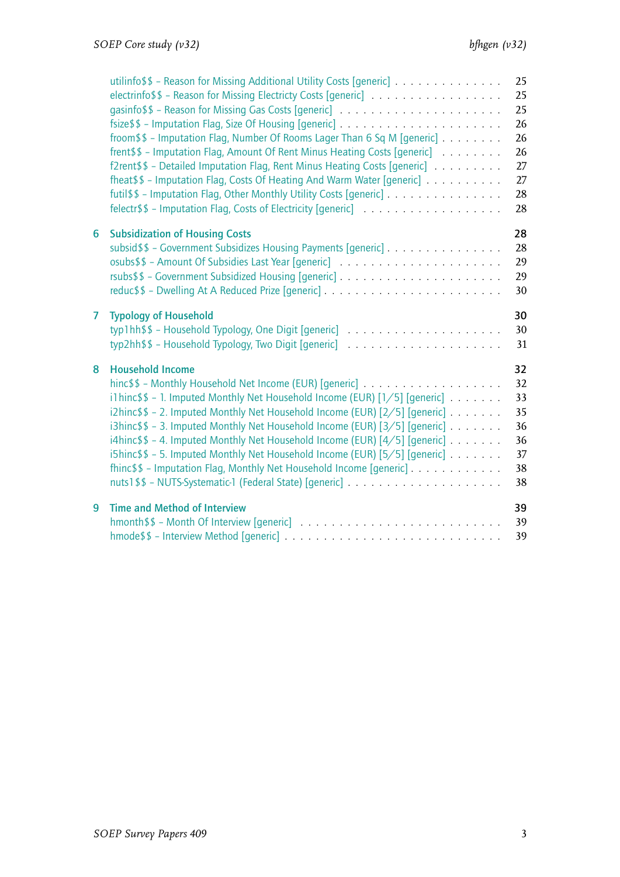utilinfo$$ – Reason for Missing Additional Utility Costs [generic] . . . . . . . . . . . . . . . 25
electrinfo$$ – Reason for Missing Electricty Costs [generic] . . . . . . . . . . . . . . . . . . 25
gasinfo$$ – Reason for Missing Gas Costs [generic] . . . . . . . . . . . . . . . . . . . . . 25
fsize$$ – Imputation Flag, Size Of Housing [generic] . . . . . . . . . . . . . . . . . . . . . 26
froom$$ – Imputation Flag, Number Of Rooms Lager Than 6 Sq M [generic] . . . . . . . . 26
frent$$ – Imputation Flag, Amount Of Rent Minus Heating Costs [generic] . . . . . . . . 26
f2rent$$ – Detailed Imputation Flag, Rent Minus Heating Costs [generic] . . . . . . . . . 27
fheat$$ – Imputation Flag, Costs Of Heating And Warm Water [generic] . . . . . . . . . . 27
futil$$ – Imputation Flag, Other Monthly Utility Costs [generic] . . . . . . . . . . . . . . . 28
felectr$$ – Imputation Flag, Costs of Electricity [generic] . . . . . . . . . . . . . . . . . . 28

**6 Subsidization of Housing Costs** 28
subsid$$ – Government Subsidizes Housing Payments [generic] . . . . . . . . . . . . . . . 28
osubs$$ – Amount Of Subsidies Last Year [generic] . . . . . . . . . . . . . . . . . . . . . 29
rsubs$$ – Government Subsidized Housing [generic] . . . . . . . . . . . . . . . . . . . . . 29
reduc$$ – Dwelling At A Reduced Prize [generic] . . . . . . . . . . . . . . . . . . . . . . . 30

**7 Typology of Household** 30
typ1hh$$ – Household Typology, One Digit [generic] . . . . . . . . . . . . . . . . . . . . 30
typ2hh$$ – Household Typology, Two Digit [generic] . . . . . . . . . . . . . . . . . . . . 31

**8 Household Income** 32
hinc$$ – Monthly Household Net Income (EUR) [generic] . . . . . . . . . . . . . . . . . . 32
i1hinc$$ – 1. Imputed Monthly Net Household Income (EUR) [1/5] [generic] . . . . . . . 33
i2hinc$$ – 2. Imputed Monthly Net Household Income (EUR) [2/5] [generic] . . . . . . . 35
i3hinc$$ – 3. Imputed Monthly Net Household Income (EUR) [3/5] [generic] . . . . . . . 36
i4hinc$$ – 4. Imputed Monthly Net Household Income (EUR) [4/5] [generic] . . . . . . . 36
i5hinc$$ – 5. Imputed Monthly Net Household Income (EUR) [5/5] [generic] . . . . . . . 37
fhinc$$ – Imputation Flag, Monthly Net Household Income [generic] . . . . . . . . . . . . 38
nuts1$$ – NUTS-Systematic-1 (Federal State) [generic] . . . . . . . . . . . . . . . . . . . 38

**9 Time and Method of Interview** 39
hmonth$$ – Month Of Interview [generic] . . . . . . . . . . . . . . . . . . . . . . . . . . 39
hmode$$ – Interview Method [generic] . . . . . . . . . . . . . . . . . . . . . . . . . . . 39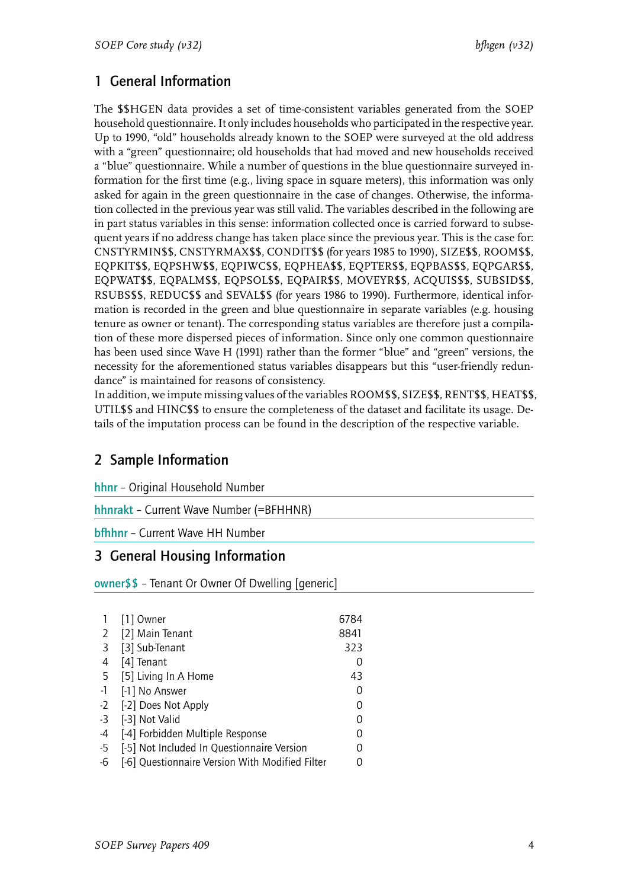## 1 General Information

The $$HGEN data provides a set of time-consistent variables generated from the SOEP household questionnaire. It only includes households who participated in the respective year. Up to 1990, "old" households already known to the SOEP were surveyed at the old address with a "green" questionnaire; old households that had moved and new households received a "blue" questionnaire. While a number of questions in the blue questionnaire surveyed information for the first time (e.g., living space in square meters), this information was only asked for again in the green questionnaire in the case of changes. Otherwise, the information collected in the previous year was still valid. The variables described in the following are in part status variables in this sense: information collected once is carried forward to subsequent years if no address change has taken place since the previous year. This is the case for: CNSTYRMIN$$, CNSTYRMAX$$, CONDIT$$ (for years 1985 to 1990), SIZE$$, ROOM$$, EQPKIT$$, EQPSHW$$, EQPIWC$$, EQPHEA$$, EQPTER$$, EQPBAS$$, EQPGAR$$, EQPWAT$$, EQPALM$$, EQPSOL$$, EQPAIR$$, MOVEYR$$, ACQUIS$$, SUBSID$$, RSUBS$$, REDUC$$ and SEVAL$$ (for years 1986 to 1990). Furthermore, identical information is recorded in the green and blue questionnaire in separate variables (e.g. housing tenure as owner or tenant). The corresponding status variables are therefore just a compilation of these more dispersed pieces of information. Since only one common questionnaire has been used since Wave H (1991) rather than the former "blue" and "green" versions, the necessity for the aforementioned status variables disappears but this "user-friendly redundance" is maintained for reasons of consistency.
In addition, we impute missing values of the variables ROOM$$, SIZE$$, RENT$$, HEAT$$, UTIL$$ and HINC$$ to ensure the completeness of the dataset and facilitate its usage. Details of the imputation process can be found in the description of the respective variable.

## 2 Sample Information

**hhnr** – Original Household Number

**hhnrakt** – Current Wave Number (=BFHHNR)

**bfhhnr** – Current Wave HH Number

## 3 General Housing Information

**owner$$** – Tenant Or Owner Of Dwelling [generic]

| | | |
|---|---|---|
| 1 | [1] Owner | 6784 |
| 2 | [2] Main Tenant | 8841 |
| 3 | [3] Sub-Tenant | 323 |
| 4 | [4] Tenant | 0 |
| 5 | [5] Living In A Home | 43 |
| -1 | [-1] No Answer | 0 |
| -2 | [-2] Does Not Apply | 0 |
| -3 | [-3] Not Valid | 0 |
| -4 | [-4] Forbidden Multiple Response | 0 |
| -5 | [-5] Not Included In Questionnaire Version | 0 |
| -6 | [-6] Questionnaire Version With Modified Filter | 0 |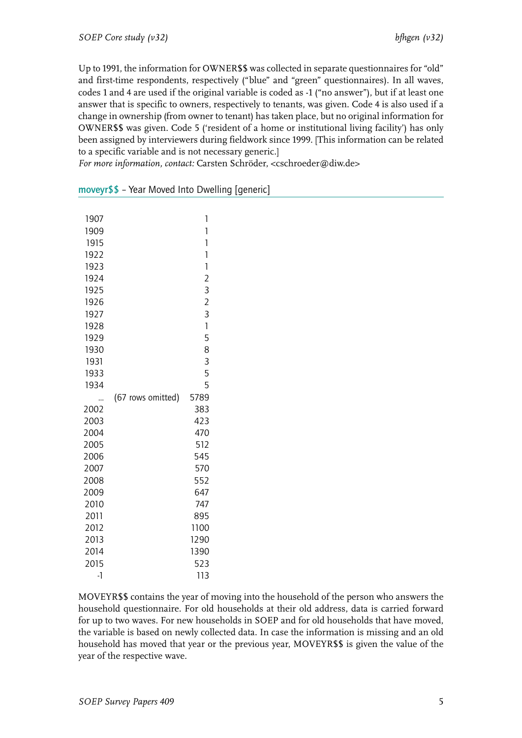Up to 1991, the information for OWNER$$ was collected in separate questionnaires for "old" and first-time respondents, respectively ("blue" and "green" questionnaires). In all waves, codes 1 and 4 are used if the original variable is coded as -1 ("no answer"), but if at least one answer that is specific to owners, respectively to tenants, was given. Code 4 is also used if a change in ownership (from owner to tenant) has taken place, but no original information for OWNER$$ was given. Code 5 ('resident of a home or institutional living facility') has only been assigned by interviewers during fieldwork since 1999. [This information can be related to a specific variable and is not necessary generic.]
*For more information, contact:* Carsten Schröder, <cschroeder@diw.de>

## moveyr$$ – Year Moved Into Dwelling [generic]

| | | |
|---|---|---|
| 1907 | | 1 |
| 1909 | | 1 |
| 1915 | | 1 |
| 1922 | | 1 |
| 1923 | | 1 |
| 1924 | | 2 |
| 1925 | | 3 |
| 1926 | | 2 |
| 1927 | | 3 |
| 1928 | | 1 |
| 1929 | | 5 |
| 1930 | | 8 |
| 1931 | | 3 |
| 1933 | | 5 |
| 1934 | | 5 |
| ... | (67 rows omitted) | 5789 |
| 2002 | | 383 |
| 2003 | | 423 |
| 2004 | | 470 |
| 2005 | | 512 |
| 2006 | | 545 |
| 2007 | | 570 |
| 2008 | | 552 |
| 2009 | | 647 |
| 2010 | | 747 |
| 2011 | | 895 |
| 2012 | | 1100 |
| 2013 | | 1290 |
| 2014 | | 1390 |
| 2015 | | 523 |
| -1 | | 113 |

MOVEYR$$ contains the year of moving into the household of the person who answers the household questionnaire. For old households at their old address, data is carried forward for up to two waves. For new households in SOEP and for old households that have moved, the variable is based on newly collected data. In case the information is missing and an old household has moved that year or the previous year, MOVEYR$$ is given the value of the year of the respective wave.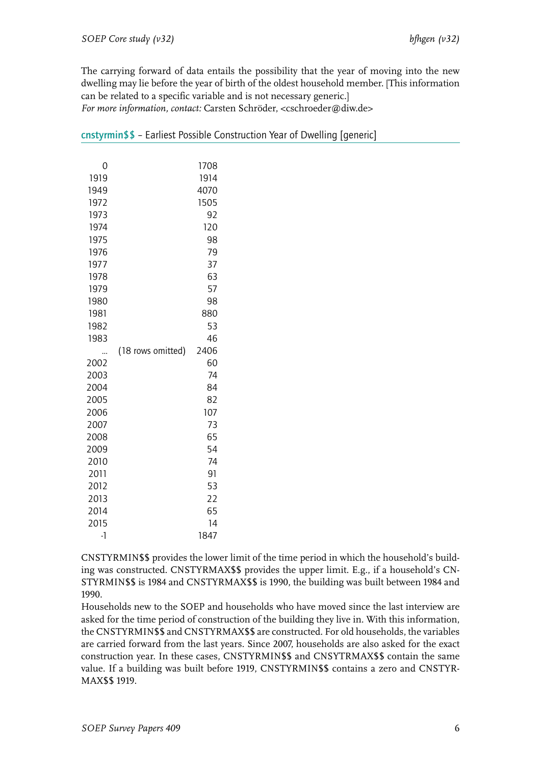The carrying forward of data entails the possibility that the year of moving into the new dwelling may lie before the year of birth of the oldest household member. [This information can be related to a specific variable and is not necessary generic.]
*For more information, contact:* Carsten Schröder, <cschroeder@diw.de>

## cnstyrmin$$ – Earliest Possible Construction Year of Dwelling [generic]

| | | |
|---|---|---|
| 0 | | 1708 |
| 1919 | | 1914 |
| 1949 | | 4070 |
| 1972 | | 1505 |
| 1973 | | 92 |
| 1974 | | 120 |
| 1975 | | 98 |
| 1976 | | 79 |
| 1977 | | 37 |
| 1978 | | 63 |
| 1979 | | 57 |
| 1980 | | 98 |
| 1981 | | 880 |
| 1982 | | 53 |
| 1983 | | 46 |
| ... | (18 rows omitted) | 2406 |
| 2002 | | 60 |
| 2003 | | 74 |
| 2004 | | 84 |
| 2005 | | 82 |
| 2006 | | 107 |
| 2007 | | 73 |
| 2008 | | 65 |
| 2009 | | 54 |
| 2010 | | 74 |
| 2011 | | 91 |
| 2012 | | 53 |
| 2013 | | 22 |
| 2014 | | 65 |
| 2015 | | 14 |
| -1 | | 1847 |

CNSTYRMIN$$ provides the lower limit of the time period in which the household's building was constructed. CNSTYRMAX$$ provides the upper limit. E.g., if a household's CNSTYRMIN$$ is 1984 and CNSTYRMAX$$ is 1990, the building was built between 1984 and 1990.
Households new to the SOEP and households who have moved since the last interview are asked for the time period of construction of the building they live in. With this information, the CNSTYRMIN$$ and CNSTYRMAX$$ are constructed. For old households, the variables are carried forward from the last years. Since 2007, households are also asked for the exact construction year. In these cases, CNSTYRMIN$$ and CNSYTRMAX$$ contain the same value. If a building was built before 1919, CNSTYRMIN$$ contains a zero and CNSTYRMAX$$ 1919.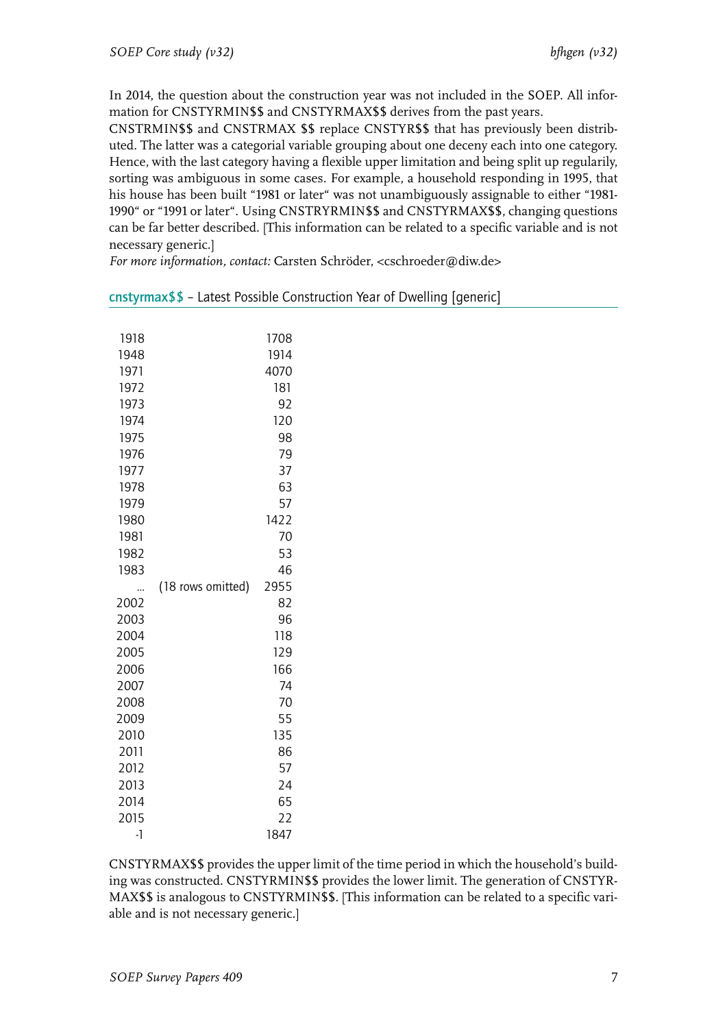In 2014, the question about the construction year was not included in the SOEP. All information for CNSTYRMIN$$ and CNSTYRMAX$$ derives from the past years.

CNSTRMIN$$ and CNSTRMAX $$ replace CNSTYR$$ that has previously been distributed. The latter was a categorial variable grouping about one deceny each into one category. Hence, with the last category having a flexible upper limitation and being split up regularily, sorting was ambiguous in some cases. For example, a household responding in 1995, that his house has been built "1981 or later" was not unambiguously assignable to either "1981-1990" or "1991 or later". Using CNSTRYRMIN$$ and CNSTYRMAX$$, changing questions can be far better described. [This information can be related to a specific variable and is not necessary generic.]

*For more information, contact:* Carsten Schröder, <cschroeder@diw.de>

## cnstyrmax$$ – Latest Possible Construction Year of Dwelling [generic]

| | | |
|---|---|---|
| 1918 | | 1708 |
| 1948 | | 1914 |
| 1971 | | 4070 |
| 1972 | | 181 |
| 1973 | | 92 |
| 1974 | | 120 |
| 1975 | | 98 |
| 1976 | | 79 |
| 1977 | | 37 |
| 1978 | | 63 |
| 1979 | | 57 |
| 1980 | | 1422 |
| 1981 | | 70 |
| 1982 | | 53 |
| 1983 | | 46 |
| ... | (18 rows omitted) | 2955 |
| 2002 | | 82 |
| 2003 | | 96 |
| 2004 | | 118 |
| 2005 | | 129 |
| 2006 | | 166 |
| 2007 | | 74 |
| 2008 | | 70 |
| 2009 | | 55 |
| 2010 | | 135 |
| 2011 | | 86 |
| 2012 | | 57 |
| 2013 | | 24 |
| 2014 | | 65 |
| 2015 | | 22 |
| -1 | | 1847 |

CNSTYRMAX$$ provides the upper limit of the time period in which the household's building was constructed. CNSTYRMIN$$ provides the lower limit. The generation of CNSTYRMAX$$ is analogous to CNSTYRMIN$$. [This information can be related to a specific variable and is not necessary generic.]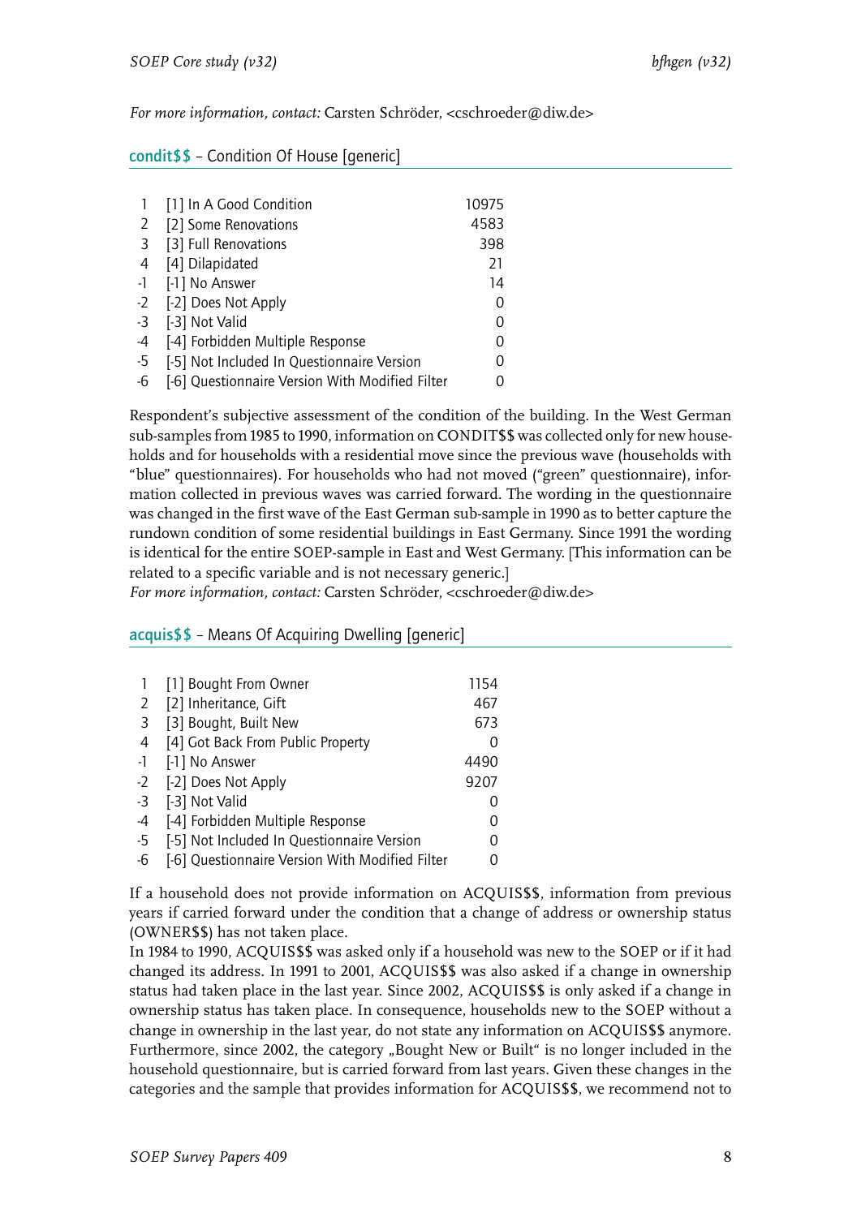*For more information, contact:* Carsten Schröder, <cschroeder@diw.de>

## condit$$ – Condition Of House [generic]

| | | |
|---|---|---|
| 1 | [1] In A Good Condition | 10975 |
| 2 | [2] Some Renovations | 4583 |
| 3 | [3] Full Renovations | 398 |
| 4 | [4] Dilapidated | 21 |
| -1 | [-1] No Answer | 14 |
| -2 | [-2] Does Not Apply | 0 |
| -3 | [-3] Not Valid | 0 |
| -4 | [-4] Forbidden Multiple Response | 0 |
| -5 | [-5] Not Included In Questionnaire Version | 0 |
| -6 | [-6] Questionnaire Version With Modified Filter | 0 |

Respondent's subjective assessment of the condition of the building. In the West German sub-samples from 1985 to 1990, information on CONDIT$$ was collected only for new households and for households with a residential move since the previous wave (households with "blue" questionnaires). For households who had not moved ("green" questionnaire), information collected in previous waves was carried forward. The wording in the questionnaire was changed in the first wave of the East German sub-sample in 1990 as to better capture the rundown condition of some residential buildings in East Germany. Since 1991 the wording is identical for the entire SOEP-sample in East and West Germany. [This information can be related to a specific variable and is not necessary generic.]
*For more information, contact:* Carsten Schröder, <cschroeder@diw.de>

## acquis$$ – Means Of Acquiring Dwelling [generic]

| | | |
|---|---|---|
| 1 | [1] Bought From Owner | 1154 |
| 2 | [2] Inheritance, Gift | 467 |
| 3 | [3] Bought, Built New | 673 |
| 4 | [4] Got Back From Public Property | 0 |
| -1 | [-1] No Answer | 4490 |
| -2 | [-2] Does Not Apply | 9207 |
| -3 | [-3] Not Valid | 0 |
| -4 | [-4] Forbidden Multiple Response | 0 |
| -5 | [-5] Not Included In Questionnaire Version | 0 |
| -6 | [-6] Questionnaire Version With Modified Filter | 0 |

If a household does not provide information on ACQUIS$$, information from previous years if carried forward under the condition that a change of address or ownership status (OWNER$$) has not taken place.
In 1984 to 1990, ACQUIS$$ was asked only if a household was new to the SOEP or if it had changed its address. In 1991 to 2001, ACQUIS$$ was also asked if a change in ownership status had taken place in the last year. Since 2002, ACQUIS$$ is only asked if a change in ownership status has taken place. In consequence, households new to the SOEP without a change in ownership in the last year, do not state any information on ACQUIS$$ anymore. Furthermore, since 2002, the category „Bought New or Built" is no longer included in the household questionnaire, but is carried forward from last years. Given these changes in the categories and the sample that provides information for ACQUIS$$, we recommend not to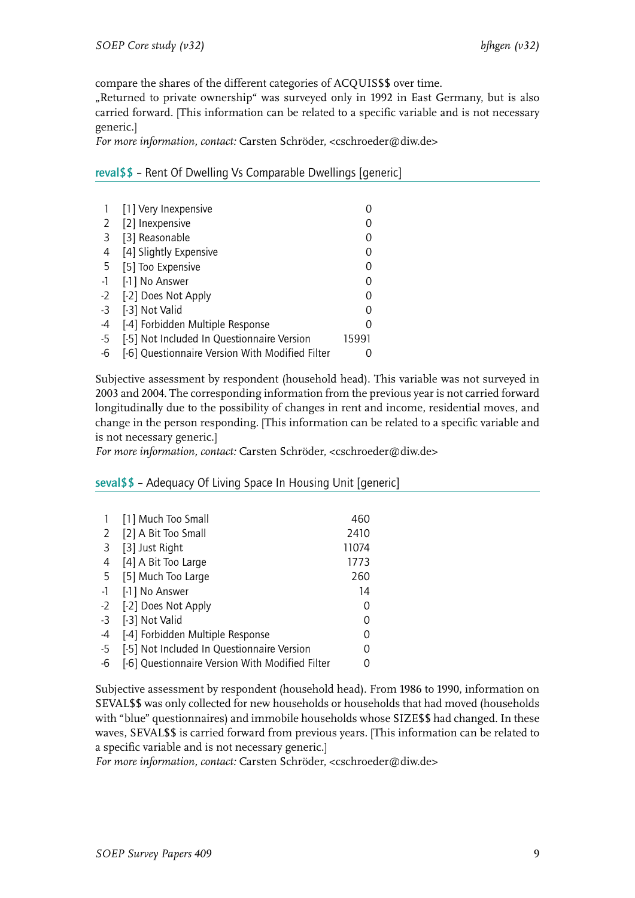compare the shares of the different categories of ACQUIS$$ over time.
„Returned to private ownership“ was surveyed only in 1992 in East Germany, but is also carried forward. [This information can be related to a specific variable and is not necessary generic.]
*For more information, contact:* Carsten Schröder, <cschroeder@diw.de>

## reval$$ – Rent Of Dwelling Vs Comparable Dwellings [generic]

| | | |
|---|---|---|
| 1 | [1] Very Inexpensive | 0 |
| 2 | [2] Inexpensive | 0 |
| 3 | [3] Reasonable | 0 |
| 4 | [4] Slightly Expensive | 0 |
| 5 | [5] Too Expensive | 0 |
| -1 | [-1] No Answer | 0 |
| -2 | [-2] Does Not Apply | 0 |
| -3 | [-3] Not Valid | 0 |
| -4 | [-4] Forbidden Multiple Response | 0 |
| -5 | [-5] Not Included In Questionnaire Version | 15991 |
| -6 | [-6] Questionnaire Version With Modified Filter | 0 |

Subjective assessment by respondent (household head). This variable was not surveyed in 2003 and 2004. The corresponding information from the previous year is not carried forward longitudinally due to the possibility of changes in rent and income, residential moves, and change in the person responding. [This information can be related to a specific variable and is not necessary generic.]
*For more information, contact:* Carsten Schröder, <cschroeder@diw.de>

## seval$$ – Adequacy Of Living Space In Housing Unit [generic]

| | | |
|---|---|---|
| 1 | [1] Much Too Small | 460 |
| 2 | [2] A Bit Too Small | 2410 |
| 3 | [3] Just Right | 11074 |
| 4 | [4] A Bit Too Large | 1773 |
| 5 | [5] Much Too Large | 260 |
| -1 | [-1] No Answer | 14 |
| -2 | [-2] Does Not Apply | 0 |
| -3 | [-3] Not Valid | 0 |
| -4 | [-4] Forbidden Multiple Response | 0 |
| -5 | [-5] Not Included In Questionnaire Version | 0 |
| -6 | [-6] Questionnaire Version With Modified Filter | 0 |

Subjective assessment by respondent (household head). From 1986 to 1990, information on SEVAL$$ was only collected for new households or households that had moved (households with “blue” questionnaires) and immobile households whose SIZE$$ had changed. In these waves, SEVAL$$ is carried forward from previous years. [This information can be related to a specific variable and is not necessary generic.]
*For more information, contact:* Carsten Schröder, <cschroeder@diw.de>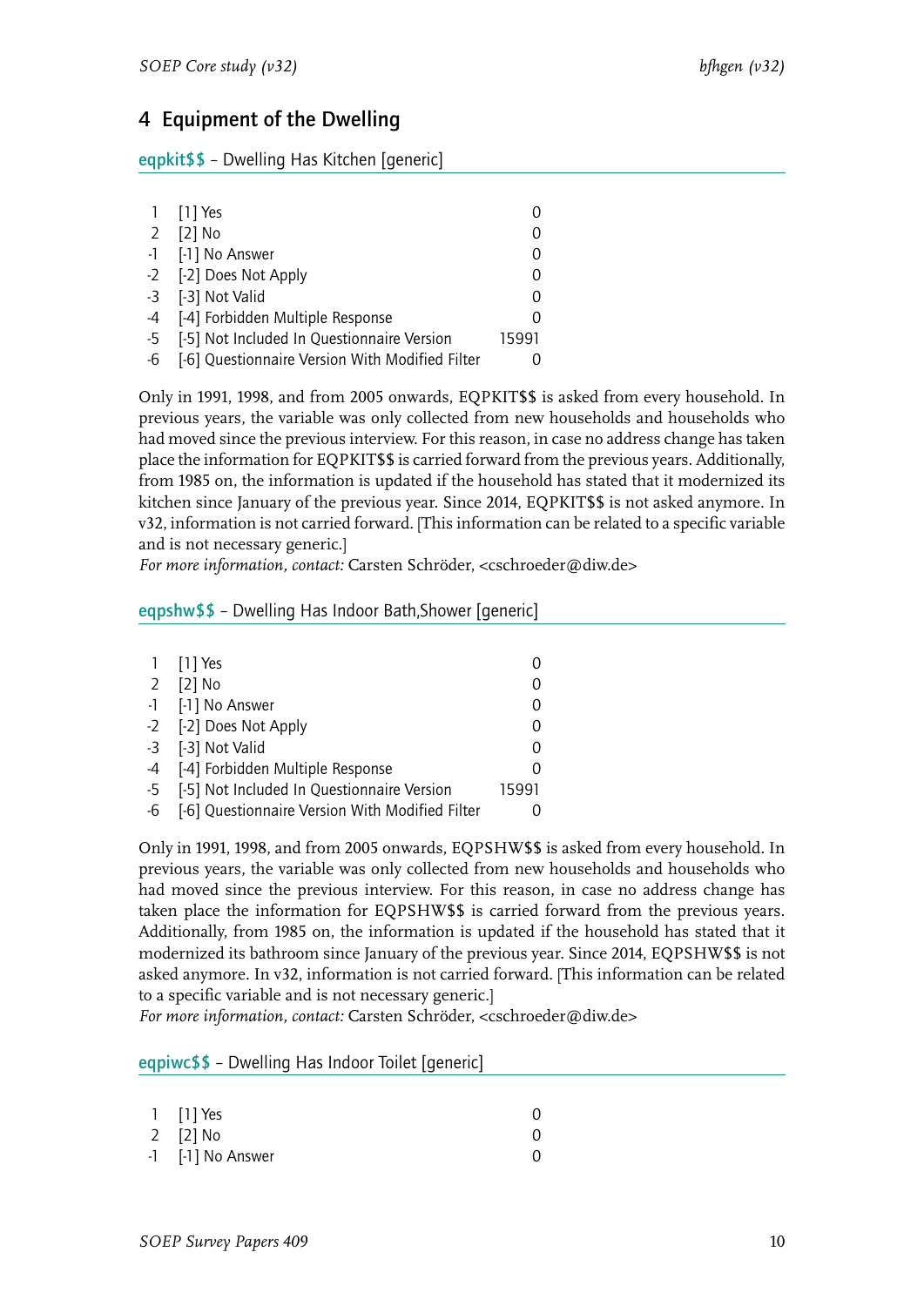## 4 Equipment of the Dwelling

### eqpkit$$ – Dwelling Has Kitchen [generic]

| | | |
|---|---|---|
| 1 | [1] Yes | 0 |
| 2 | [2] No | 0 |
| -1 | [-1] No Answer | 0 |
| -2 | [-2] Does Not Apply | 0 |
| -3 | [-3] Not Valid | 0 |
| -4 | [-4] Forbidden Multiple Response | 0 |
| -5 | [-5] Not Included In Questionnaire Version | 15991 |
| -6 | [-6] Questionnaire Version With Modified Filter | 0 |

Only in 1991, 1998, and from 2005 onwards, EQPKIT$$ is asked from every household. In previous years, the variable was only collected from new households and households who had moved since the previous interview. For this reason, in case no address change has taken place the information for EQPKIT$$ is carried forward from the previous years. Additionally, from 1985 on, the information is updated if the household has stated that it modernized its kitchen since January of the previous year. Since 2014, EQPKIT$$ is not asked anymore. In v32, information is not carried forward. [This information can be related to a specific variable and is not necessary generic.]
*For more information, contact:* Carsten Schröder, <cschroeder@diw.de>

### eqpshw$$ – Dwelling Has Indoor Bath,Shower [generic]

| | | |
|---|---|---|
| 1 | [1] Yes | 0 |
| 2 | [2] No | 0 |
| -1 | [-1] No Answer | 0 |
| -2 | [-2] Does Not Apply | 0 |
| -3 | [-3] Not Valid | 0 |
| -4 | [-4] Forbidden Multiple Response | 0 |
| -5 | [-5] Not Included In Questionnaire Version | 15991 |
| -6 | [-6] Questionnaire Version With Modified Filter | 0 |

Only in 1991, 1998, and from 2005 onwards, EQPSHW$$ is asked from every household. In previous years, the variable was only collected from new households and households who had moved since the previous interview. For this reason, in case no address change has taken place the information for EQPSHW$$ is carried forward from the previous years. Additionally, from 1985 on, the information is updated if the household has stated that it modernized its bathroom since January of the previous year. Since 2014, EQPSHW$$ is not asked anymore. In v32, information is not carried forward. [This information can be related to a specific variable and is not necessary generic.]
*For more information, contact:* Carsten Schröder, <cschroeder@diw.de>

### eqpiwc$$ – Dwelling Has Indoor Toilet [generic]

| | | |
|---|---|---|
| 1 | [1] Yes | 0 |
| 2 | [2] No | 0 |
| -1 | [-1] No Answer | 0 |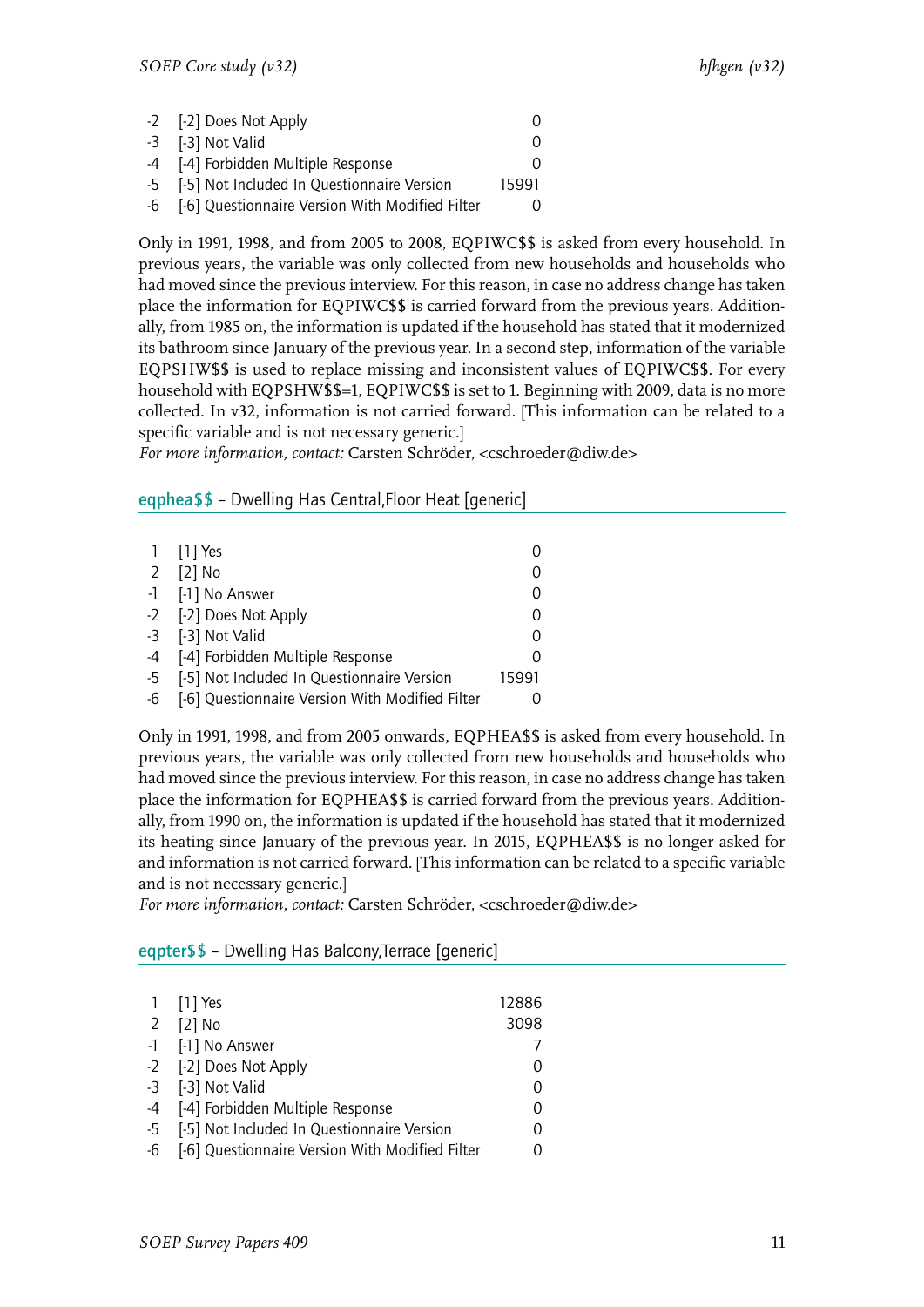| | | |
|---|---|---|
| -2 | [-2] Does Not Apply | 0 |
| -3 | [-3] Not Valid | 0 |
| -4 | [-4] Forbidden Multiple Response | 0 |
| -5 | [-5] Not Included In Questionnaire Version | 15991 |
| -6 | [-6] Questionnaire Version With Modified Filter | 0 |

Only in 1991, 1998, and from 2005 to 2008, EQPIWC$$ is asked from every household. In previous years, the variable was only collected from new households and households who had moved since the previous interview. For this reason, in case no address change has taken place the information for EQPIWC$$ is carried forward from the previous years. Additionally, from 1985 on, the information is updated if the household has stated that it modernized its bathroom since January of the previous year. In a second step, information of the variable EQPSHW$$ is used to replace missing and inconsistent values of EQPIWC$$. For every household with EQPSHW$$=1, EQPIWC$$ is set to 1. Beginning with 2009, data is no more collected. In v32, information is not carried forward. [This information can be related to a specific variable and is not necessary generic.]
*For more information, contact:* Carsten Schröder, <cschroeder@diw.de>

## eqphea$$ – Dwelling Has Central,Floor Heat [generic]

| | | |
|---|---|---|
| 1 | [1] Yes | 0 |
| 2 | [2] No | 0 |
| -1 | [-1] No Answer | 0 |
| -2 | [-2] Does Not Apply | 0 |
| -3 | [-3] Not Valid | 0 |
| -4 | [-4] Forbidden Multiple Response | 0 |
| -5 | [-5] Not Included In Questionnaire Version | 15991 |
| -6 | [-6] Questionnaire Version With Modified Filter | 0 |

Only in 1991, 1998, and from 2005 onwards, EQPHEA$$ is asked from every household. In previous years, the variable was only collected from new households and households who had moved since the previous interview. For this reason, in case no address change has taken place the information for EQPHEA$$ is carried forward from the previous years. Additionally, from 1990 on, the information is updated if the household has stated that it modernized its heating since January of the previous year. In 2015, EQPHEA$$ is no longer asked for and information is not carried forward. [This information can be related to a specific variable and is not necessary generic.]
*For more information, contact:* Carsten Schröder, <cschroeder@diw.de>

## eqpter$$ – Dwelling Has Balcony,Terrace [generic]

| | | |
|---|---|---|
| 1 | [1] Yes | 12886 |
| 2 | [2] No | 3098 |
| -1 | [-1] No Answer | 7 |
| -2 | [-2] Does Not Apply | 0 |
| -3 | [-3] Not Valid | 0 |
| -4 | [-4] Forbidden Multiple Response | 0 |
| -5 | [-5] Not Included In Questionnaire Version | 0 |
| -6 | [-6] Questionnaire Version With Modified Filter | 0 |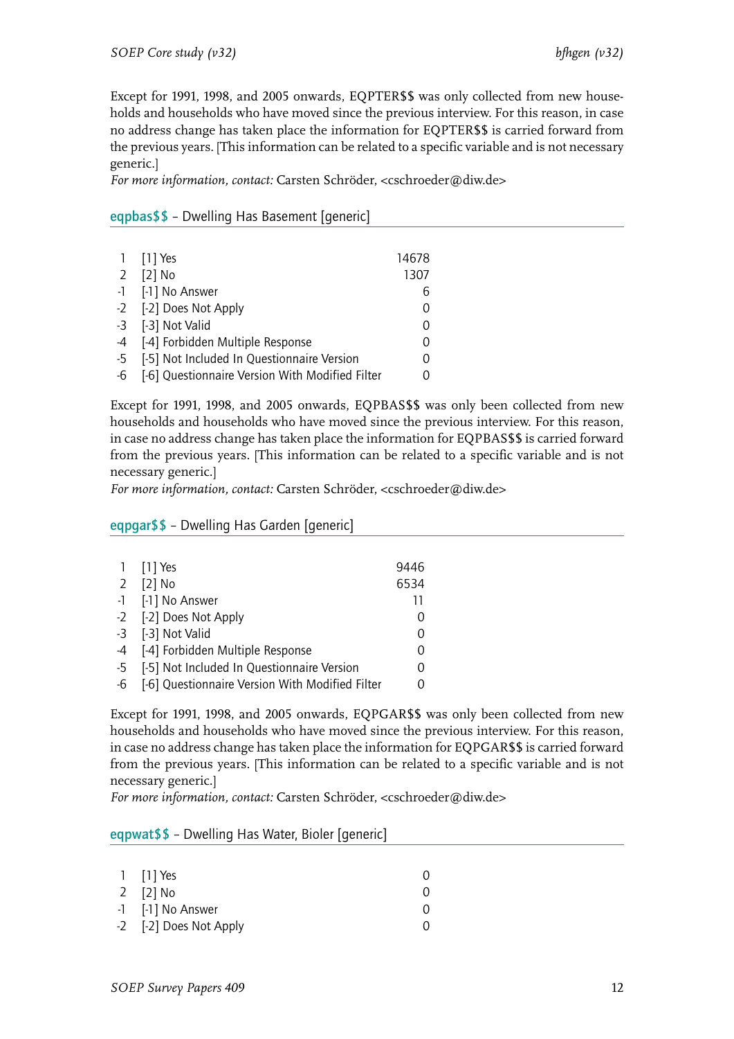Except for 1991, 1998, and 2005 onwards, EQPTER$$ was only collected from new households and households who have moved since the previous interview. For this reason, in case no address change has taken place the information for EQPTER$$ is carried forward from the previous years. [This information can be related to a specific variable and is not necessary generic.]
*For more information, contact:* Carsten Schröder, <cschroeder@diw.de>

### eqpbas$$ – Dwelling Has Basement [generic]

| | | |
|---|---|---|
| 1 | [1] Yes | 14678 |
| 2 | [2] No | 1307 |
| -1 | [-1] No Answer | 6 |
| -2 | [-2] Does Not Apply | 0 |
| -3 | [-3] Not Valid | 0 |
| -4 | [-4] Forbidden Multiple Response | 0 |
| -5 | [-5] Not Included In Questionnaire Version | 0 |
| -6 | [-6] Questionnaire Version With Modified Filter | 0 |

Except for 1991, 1998, and 2005 onwards, EQPBAS$$ was only been collected from new households and households who have moved since the previous interview. For this reason, in case no address change has taken place the information for EQPBAS$$ is carried forward from the previous years. [This information can be related to a specific variable and is not necessary generic.]
*For more information, contact:* Carsten Schröder, <cschroeder@diw.de>

### eqpgar$$ – Dwelling Has Garden [generic]

| | | |
|---|---|---|
| 1 | [1] Yes | 9446 |
| 2 | [2] No | 6534 |
| -1 | [-1] No Answer | 11 |
| -2 | [-2] Does Not Apply | 0 |
| -3 | [-3] Not Valid | 0 |
| -4 | [-4] Forbidden Multiple Response | 0 |
| -5 | [-5] Not Included In Questionnaire Version | 0 |
| -6 | [-6] Questionnaire Version With Modified Filter | 0 |

Except for 1991, 1998, and 2005 onwards, EQPGAR$$ was only been collected from new households and households who have moved since the previous interview. For this reason, in case no address change has taken place the information for EQPGAR$$ is carried forward from the previous years. [This information can be related to a specific variable and is not necessary generic.]
*For more information, contact:* Carsten Schröder, <cschroeder@diw.de>

### eqpwat$$ – Dwelling Has Water, Bioler [generic]

| | | |
|---|---|---|
| 1 | [1] Yes | 0 |
| 2 | [2] No | 0 |
| -1 | [-1] No Answer | 0 |
| -2 | [-2] Does Not Apply | 0 |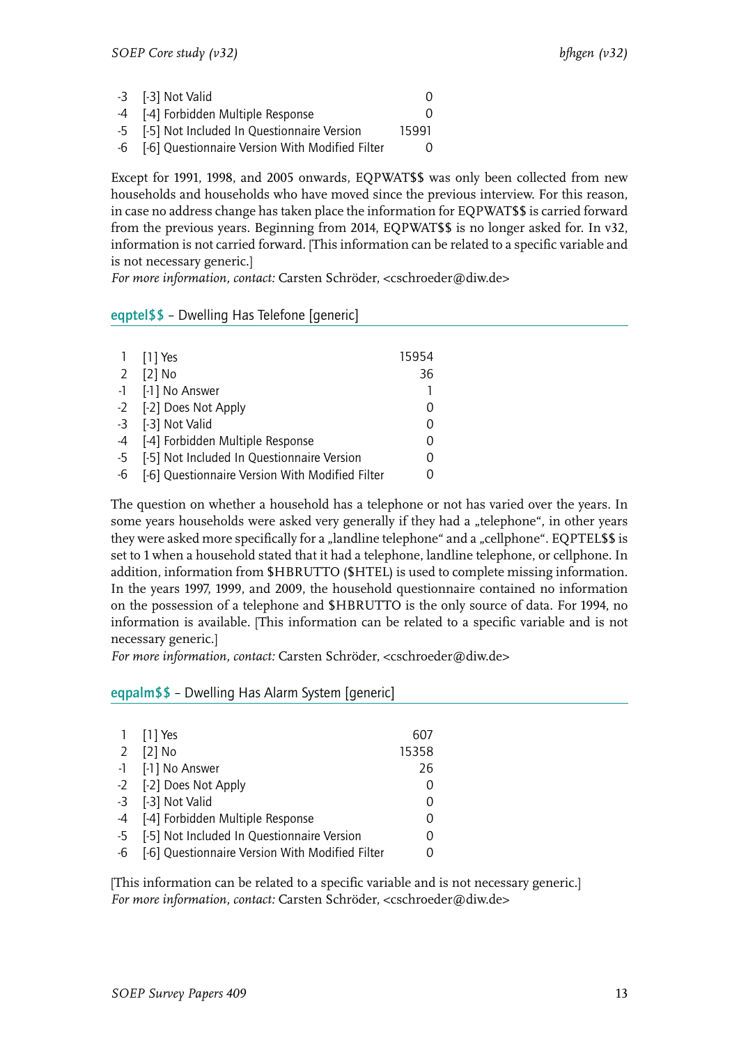| | | |
|---|---|---|
| -3 | [-3] Not Valid | 0 |
| -4 | [-4] Forbidden Multiple Response | 0 |
| -5 | [-5] Not Included In Questionnaire Version | 15991 |
| -6 | [-6] Questionnaire Version With Modified Filter | 0 |

Except for 1991, 1998, and 2005 onwards, EQPWAT$$ was only been collected from new households and households who have moved since the previous interview. For this reason, in case no address change has taken place the information for EQPWAT$$ is carried forward from the previous years. Beginning from 2014, EQPWAT$$ is no longer asked for. In v32, information is not carried forward. [This information can be related to a specific variable and is not necessary generic.]
*For more information, contact:* Carsten Schröder, <cschroeder@diw.de>

## eqptel$$ – Dwelling Has Telefone [generic]

| | | |
|---|---|---|
| 1 | [1] Yes | 15954 |
| 2 | [2] No | 36 |
| -1 | [-1] No Answer | 1 |
| -2 | [-2] Does Not Apply | 0 |
| -3 | [-3] Not Valid | 0 |
| -4 | [-4] Forbidden Multiple Response | 0 |
| -5 | [-5] Not Included In Questionnaire Version | 0 |
| -6 | [-6] Questionnaire Version With Modified Filter | 0 |

The question on whether a household has a telephone or not has varied over the years. In some years households were asked very generally if they had a „telephone“, in other years they were asked more specifically for a „landline telephone“ and a „cellphone“. EQPTEL$$ is set to 1 when a household stated that it had a telephone, landline telephone, or cellphone. In addition, information from $HBRUTTO ($HTEL) is used to complete missing information. In the years 1997, 1999, and 2009, the household questionnaire contained no information on the possession of a telephone and $HBRUTTO is the only source of data. For 1994, no information is available. [This information can be related to a specific variable and is not necessary generic.]
*For more information, contact:* Carsten Schröder, <cschroeder@diw.de>

## eqpalm$$ – Dwelling Has Alarm System [generic]

| | | |
|---|---|---|
| 1 | [1] Yes | 607 |
| 2 | [2] No | 15358 |
| -1 | [-1] No Answer | 26 |
| -2 | [-2] Does Not Apply | 0 |
| -3 | [-3] Not Valid | 0 |
| -4 | [-4] Forbidden Multiple Response | 0 |
| -5 | [-5] Not Included In Questionnaire Version | 0 |
| -6 | [-6] Questionnaire Version With Modified Filter | 0 |

[This information can be related to a specific variable and is not necessary generic.]
*For more information, contact:* Carsten Schröder, <cschroeder@diw.de>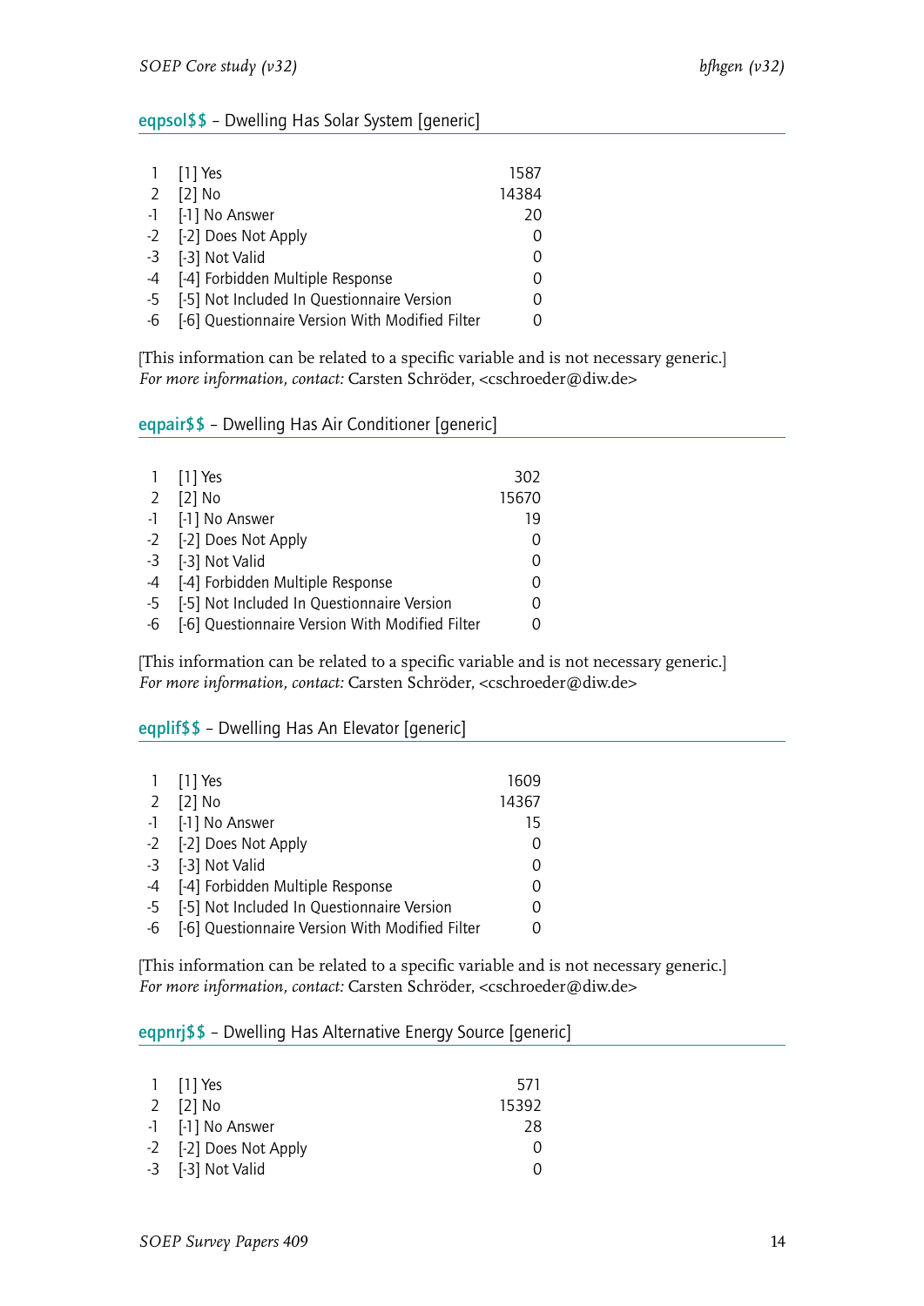## eqpsol$$ – Dwelling Has Solar System [generic]

| | | |
|---|---|---|
| 1 | [1] Yes | 1587 |
| 2 | [2] No | 14384 |
| -1 | [-1] No Answer | 20 |
| -2 | [-2] Does Not Apply | 0 |
| -3 | [-3] Not Valid | 0 |
| -4 | [-4] Forbidden Multiple Response | 0 |
| -5 | [-5] Not Included In Questionnaire Version | 0 |
| -6 | [-6] Questionnaire Version With Modified Filter | 0 |

[This information can be related to a specific variable and is not necessary generic.]
*For more information, contact:* Carsten Schröder, <cschroeder@diw.de>

## eqpair$$ – Dwelling Has Air Conditioner [generic]

| | | |
|---|---|---|
| 1 | [1] Yes | 302 |
| 2 | [2] No | 15670 |
| -1 | [-1] No Answer | 19 |
| -2 | [-2] Does Not Apply | 0 |
| -3 | [-3] Not Valid | 0 |
| -4 | [-4] Forbidden Multiple Response | 0 |
| -5 | [-5] Not Included In Questionnaire Version | 0 |
| -6 | [-6] Questionnaire Version With Modified Filter | 0 |

[This information can be related to a specific variable and is not necessary generic.]
*For more information, contact:* Carsten Schröder, <cschroeder@diw.de>

## eqplif$$ – Dwelling Has An Elevator [generic]

| | | |
|---|---|---|
| 1 | [1] Yes | 1609 |
| 2 | [2] No | 14367 |
| -1 | [-1] No Answer | 15 |
| -2 | [-2] Does Not Apply | 0 |
| -3 | [-3] Not Valid | 0 |
| -4 | [-4] Forbidden Multiple Response | 0 |
| -5 | [-5] Not Included In Questionnaire Version | 0 |
| -6 | [-6] Questionnaire Version With Modified Filter | 0 |

[This information can be related to a specific variable and is not necessary generic.]
*For more information, contact:* Carsten Schröder, <cschroeder@diw.de>

## eqpnrj$$ – Dwelling Has Alternative Energy Source [generic]

| | | |
|---|---|---|
| 1 | [1] Yes | 571 |
| 2 | [2] No | 15392 |
| -1 | [-1] No Answer | 28 |
| -2 | [-2] Does Not Apply | 0 |
| -3 | [-3] Not Valid | 0 |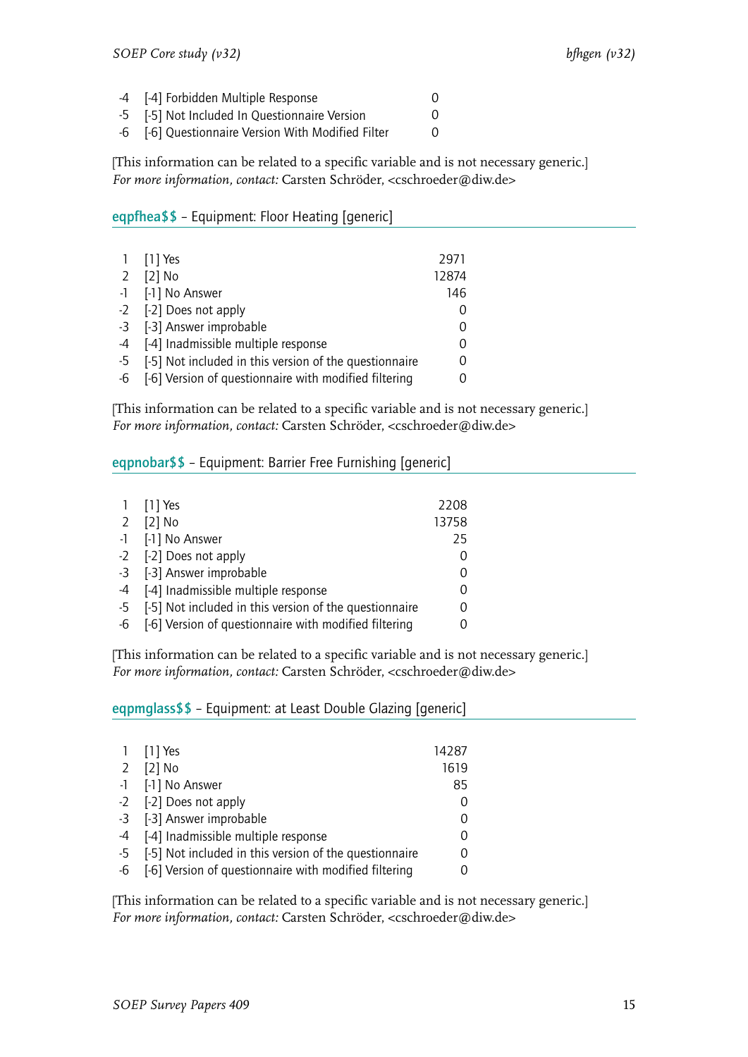| | | |
|---|---|---|
| -4 | [-4] Forbidden Multiple Response | 0 |
| -5 | [-5] Not Included In Questionnaire Version | 0 |
| -6 | [-6] Questionnaire Version With Modified Filter | 0 |

[This information can be related to a specific variable and is not necessary generic.]
*For more information, contact:* Carsten Schröder, <cschroeder@diw.de>

## eqpfhea$$ – Equipment: Floor Heating [generic]

| | | |
|---|---|---|
| 1 | [1] Yes | 2971 |
| 2 | [2] No | 12874 |
| -1 | [-1] No Answer | 146 |
| -2 | [-2] Does not apply | 0 |
| -3 | [-3] Answer improbable | 0 |
| -4 | [-4] Inadmissible multiple response | 0 |
| -5 | [-5] Not included in this version of the questionnaire | 0 |
| -6 | [-6] Version of questionnaire with modified filtering | 0 |

[This information can be related to a specific variable and is not necessary generic.]
*For more information, contact:* Carsten Schröder, <cschroeder@diw.de>

## eqpnobar$$ – Equipment: Barrier Free Furnishing [generic]

| | | |
|---|---|---|
| 1 | [1] Yes | 2208 |
| 2 | [2] No | 13758 |
| -1 | [-1] No Answer | 25 |
| -2 | [-2] Does not apply | 0 |
| -3 | [-3] Answer improbable | 0 |
| -4 | [-4] Inadmissible multiple response | 0 |
| -5 | [-5] Not included in this version of the questionnaire | 0 |
| -6 | [-6] Version of questionnaire with modified filtering | 0 |

[This information can be related to a specific variable and is not necessary generic.]
*For more information, contact:* Carsten Schröder, <cschroeder@diw.de>

## eqpmglass$$ – Equipment: at Least Double Glazing [generic]

| | | |
|---|---|---|
| 1 | [1] Yes | 14287 |
| 2 | [2] No | 1619 |
| -1 | [-1] No Answer | 85 |
| -2 | [-2] Does not apply | 0 |
| -3 | [-3] Answer improbable | 0 |
| -4 | [-4] Inadmissible multiple response | 0 |
| -5 | [-5] Not included in this version of the questionnaire | 0 |
| -6 | [-6] Version of questionnaire with modified filtering | 0 |

[This information can be related to a specific variable and is not necessary generic.]
*For more information, contact:* Carsten Schröder, <cschroeder@diw.de>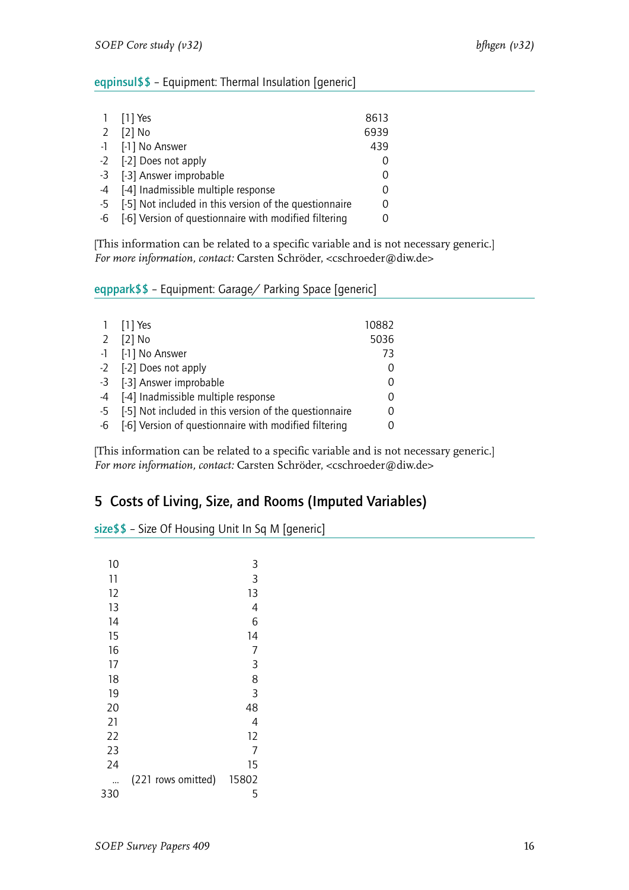### eqpinsul$$ – Equipment: Thermal Insulation [generic]

| | | |
|---|---|---|
| 1 | [1] Yes | 8613 |
| 2 | [2] No | 6939 |
| -1 | [-1] No Answer | 439 |
| -2 | [-2] Does not apply | 0 |
| -3 | [-3] Answer improbable | 0 |
| -4 | [-4] Inadmissible multiple response | 0 |
| -5 | [-5] Not included in this version of the questionnaire | 0 |
| -6 | [-6] Version of questionnaire with modified filtering | 0 |

[This information can be related to a specific variable and is not necessary generic.]
*For more information, contact:* Carsten Schröder, <cschroeder@diw.de>

### eqppark$$ – Equipment: Garage/ Parking Space [generic]

| | | |
|---|---|---|
| 1 | [1] Yes | 10882 |
| 2 | [2] No | 5036 |
| -1 | [-1] No Answer | 73 |
| -2 | [-2] Does not apply | 0 |
| -3 | [-3] Answer improbable | 0 |
| -4 | [-4] Inadmissible multiple response | 0 |
| -5 | [-5] Not included in this version of the questionnaire | 0 |
| -6 | [-6] Version of questionnaire with modified filtering | 0 |

[This information can be related to a specific variable and is not necessary generic.]
*For more information, contact:* Carsten Schröder, <cschroeder@diw.de>

## 5 Costs of Living, Size, and Rooms (Imputed Variables)

### size$$ – Size Of Housing Unit In Sq M [generic]

| | | |
|---|---|---|
| 10 | | 3 |
| 11 | | 3 |
| 12 | | 13 |
| 13 | | 4 |
| 14 | | 6 |
| 15 | | 14 |
| 16 | | 7 |
| 17 | | 3 |
| 18 | | 8 |
| 19 | | 3 |
| 20 | | 48 |
| 21 | | 4 |
| 22 | | 12 |
| 23 | | 7 |
| 24 | | 15 |
| ... | (221 rows omitted) | 15802 |
| 330 | | 5 |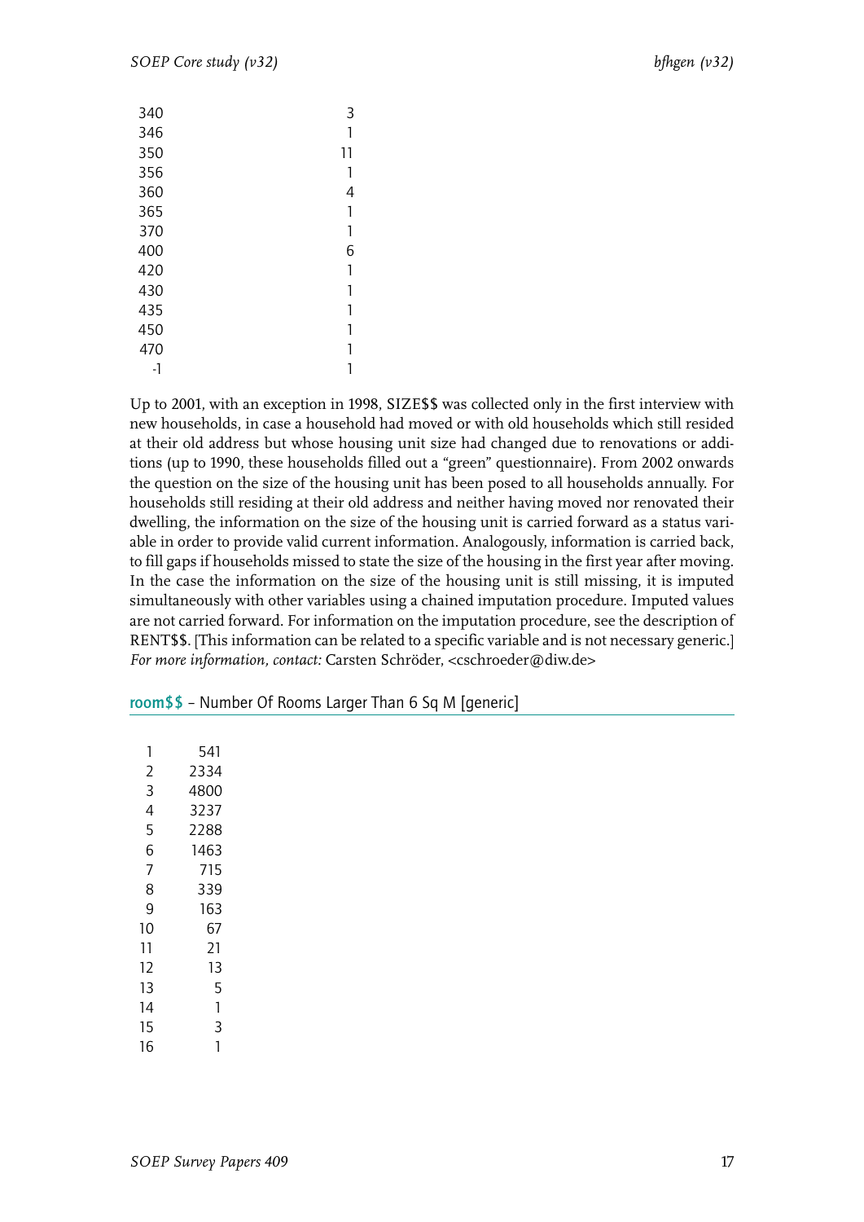| | |
|---|---|
| 340 | 3 |
| 346 | 1 |
| 350 | 11 |
| 356 | 1 |
| 360 | 4 |
| 365 | 1 |
| 370 | 1 |
| 400 | 6 |
| 420 | 1 |
| 430 | 1 |
| 435 | 1 |
| 450 | 1 |
| 470 | 1 |
| -1 | 1 |

Up to 2001, with an exception in 1998, SIZE$$ was collected only in the first interview with new households, in case a household had moved or with old households which still resided at their old address but whose housing unit size had changed due to renovations or additions (up to 1990, these households filled out a “green” questionnaire). From 2002 onwards the question on the size of the housing unit has been posed to all households annually. For households still residing at their old address and neither having moved nor renovated their dwelling, the information on the size of the housing unit is carried forward as a status variable in order to provide valid current information. Analogously, information is carried back, to fill gaps if households missed to state the size of the housing in the first year after moving. In the case the information on the size of the housing unit is still missing, it is imputed simultaneously with other variables using a chained imputation procedure. Imputed values are not carried forward. For information on the imputation procedure, see the description of RENT$$. [This information can be related to a specific variable and is not necessary generic.] *For more information, contact:* Carsten Schröder, <cschroeder@diw.de>

## room$$ – Number Of Rooms Larger Than 6 Sq M [generic]

| | |
|---|---|
| 1 | 541 |
| 2 | 2334 |
| 3 | 4800 |
| 4 | 3237 |
| 5 | 2288 |
| 6 | 1463 |
| 7 | 715 |
| 8 | 339 |
| 9 | 163 |
| 10 | 67 |
| 11 | 21 |
| 12 | 13 |
| 13 | 5 |
| 14 | 1 |
| 15 | 3 |
| 16 | 1 |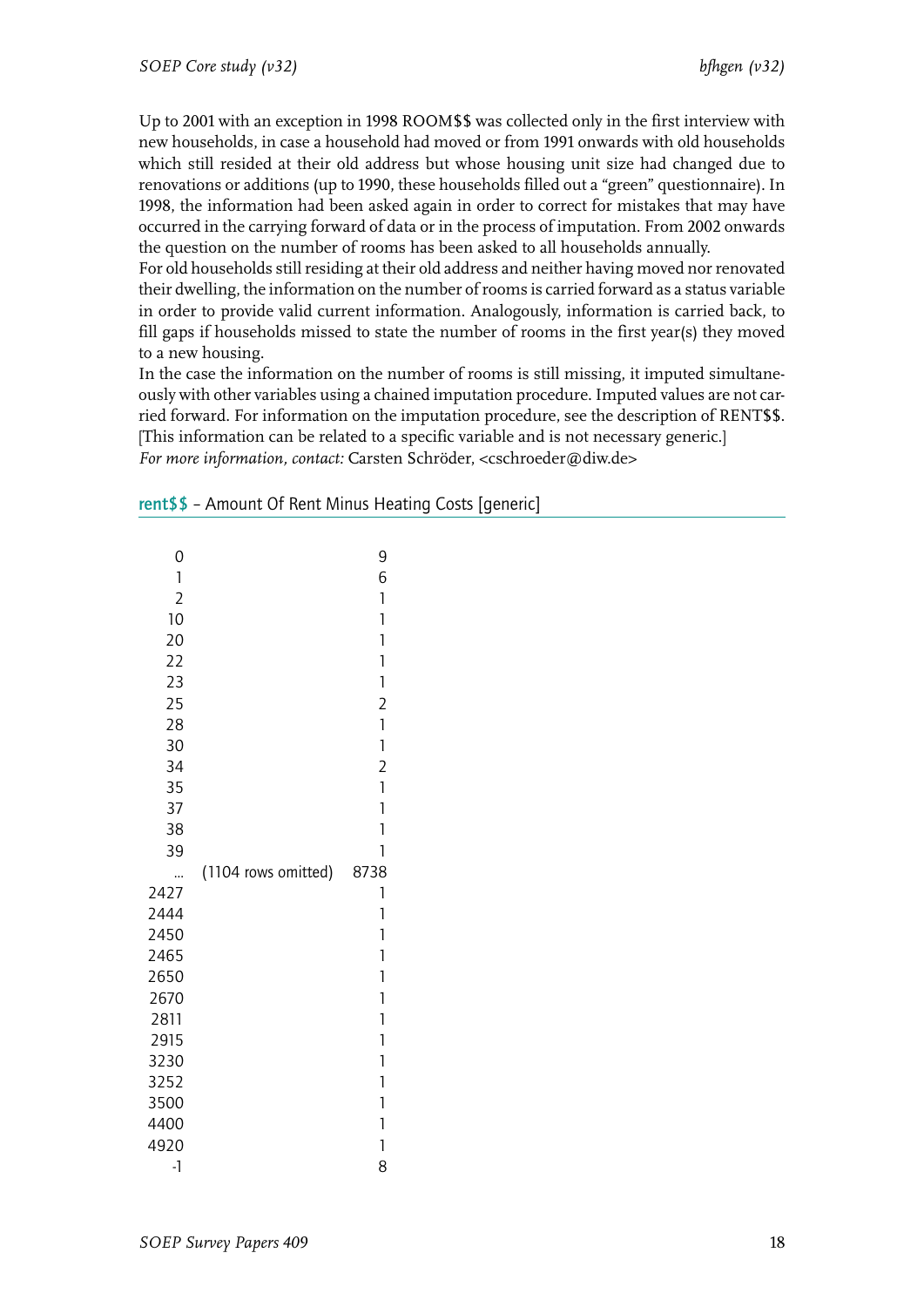Up to 2001 with an exception in 1998 ROOM$$ was collected only in the first interview with new households, in case a household had moved or from 1991 onwards with old households which still resided at their old address but whose housing unit size had changed due to renovations or additions (up to 1990, these households filled out a "green" questionnaire). In 1998, the information had been asked again in order to correct for mistakes that may have occurred in the carrying forward of data or in the process of imputation. From 2002 onwards the question on the number of rooms has been asked to all households annually.
For old households still residing at their old address and neither having moved nor renovated their dwelling, the information on the number of rooms is carried forward as a status variable in order to provide valid current information. Analogously, information is carried back, to fill gaps if households missed to state the number of rooms in the first year(s) they moved to a new housing.
In the case the information on the number of rooms is still missing, it imputed simultaneously with other variables using a chained imputation procedure. Imputed values are not carried forward. For information on the imputation procedure, see the description of RENT$$.
[This information can be related to a specific variable and is not necessary generic.]
*For more information, contact:* Carsten Schröder, <cschroeder@diw.de>

## rent$$ – Amount Of Rent Minus Heating Costs [generic]

| | | |
|---|---|---|
| 0 | | 9 |
| 1 | | 6 |
| 2 | | 1 |
| 10 | | 1 |
| 20 | | 1 |
| 22 | | 1 |
| 23 | | 1 |
| 25 | | 2 |
| 28 | | 1 |
| 30 | | 1 |
| 34 | | 2 |
| 35 | | 1 |
| 37 | | 1 |
| 38 | | 1 |
| 39 | | 1 |
| ... | (1104 rows omitted) | 8738 |
| 2427 | | 1 |
| 2444 | | 1 |
| 2450 | | 1 |
| 2465 | | 1 |
| 2650 | | 1 |
| 2670 | | 1 |
| 2811 | | 1 |
| 2915 | | 1 |
| 3230 | | 1 |
| 3252 | | 1 |
| 3500 | | 1 |
| 4400 | | 1 |
| 4920 | | 1 |
| -1 | | 8 |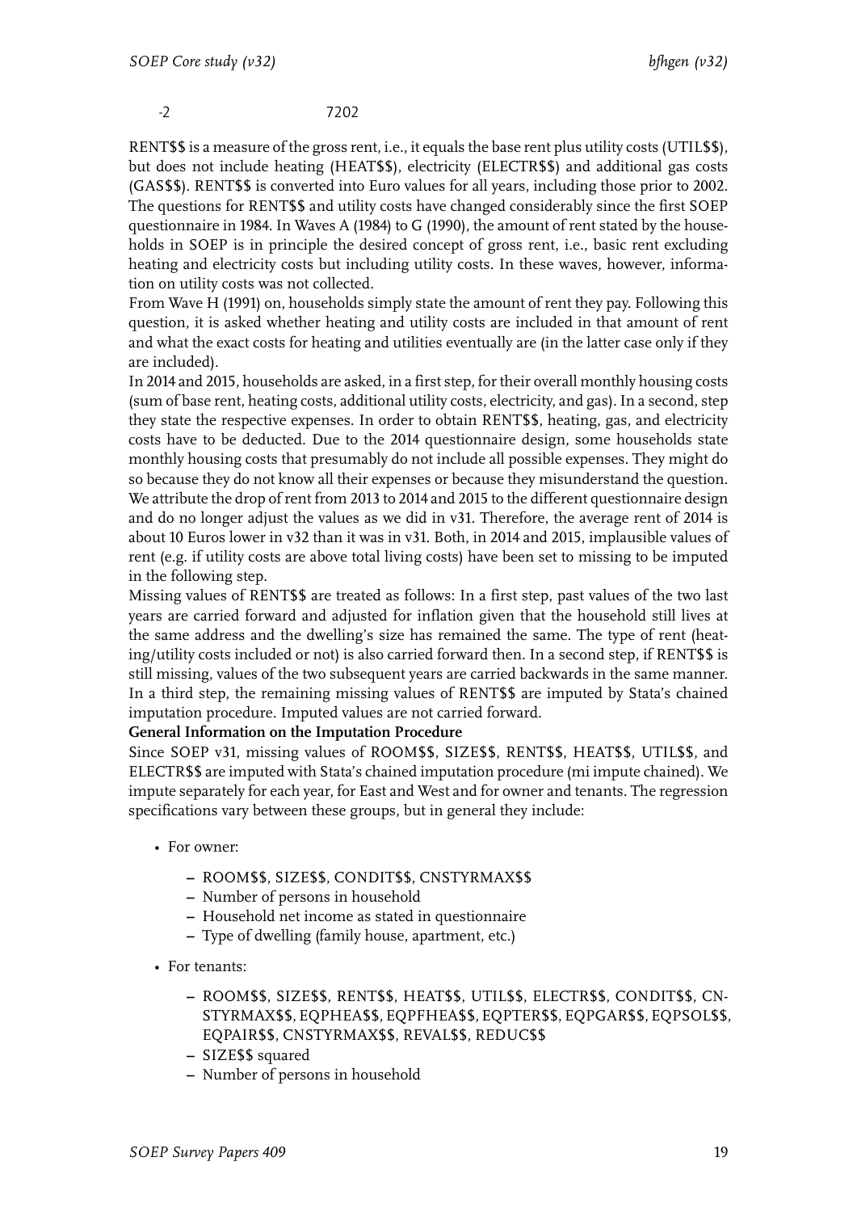| -2 | 7202 |
|---|---|

RENT$$ is a measure of the gross rent, i.e., it equals the base rent plus utility costs (UTIL$$), but does not include heating (HEAT$$), electricity (ELECTR$$) and additional gas costs (GAS$$). RENT$$ is converted into Euro values for all years, including those prior to 2002. The questions for RENT$$ and utility costs have changed considerably since the first SOEP questionnaire in 1984. In Waves A (1984) to G (1990), the amount of rent stated by the households in SOEP is in principle the desired concept of gross rent, i.e., basic rent excluding heating and electricity costs but including utility costs. In these waves, however, information on utility costs was not collected.

From Wave H (1991) on, households simply state the amount of rent they pay. Following this question, it is asked whether heating and utility costs are included in that amount of rent and what the exact costs for heating and utilities eventually are (in the latter case only if they are included).

In 2014 and 2015, households are asked, in a first step, for their overall monthly housing costs (sum of base rent, heating costs, additional utility costs, electricity, and gas). In a second, step they state the respective expenses. In order to obtain RENT$$, heating, gas, and electricity costs have to be deducted. Due to the 2014 questionnaire design, some households state monthly housing costs that presumably do not include all possible expenses. They might do so because they do not know all their expenses or because they misunderstand the question. We attribute the drop of rent from 2013 to 2014 and 2015 to the different questionnaire design and do no longer adjust the values as we did in v31. Therefore, the average rent of 2014 is about 10 Euros lower in v32 than it was in v31. Both, in 2014 and 2015, implausible values of rent (e.g. if utility costs are above total living costs) have been set to missing to be imputed in the following step.

Missing values of RENT$$ are treated as follows: In a first step, past values of the two last years are carried forward and adjusted for inflation given that the household still lives at the same address and the dwelling's size has remained the same. The type of rent (heating/utility costs included or not) is also carried forward then. In a second step, if RENT$$ is still missing, values of the two subsequent years are carried backwards in the same manner. In a third step, the remaining missing values of RENT$$ are imputed by Stata's chained imputation procedure. Imputed values are not carried forward.

**General Information on the Imputation Procedure**

Since SOEP v31, missing values of ROOM$$, SIZE$$, RENT$$, HEAT$$, UTIL$$, and ELECTR$$ are imputed with Stata's chained imputation procedure (mi impute chained). We impute separately for each year, for East and West and for owner and tenants. The regression specifications vary between these groups, but in general they include:

- For owner:
  - ROOM$$, SIZE$$, CONDIT$$, CNSTYRMAX$$
  - Number of persons in household
  - Household net income as stated in questionnaire
  - Type of dwelling (family house, apartment, etc.)
- For tenants:
  - ROOM$$, SIZE$$, RENT$$, HEAT$$, UTIL$$, ELECTR$$, CONDIT$$, CNSTYRMAX$$, EQPHEA$$, EQPFHEA$$, EQPTER$$, EQPGAR$$, EQPSOL$$, EQPAIR$$, CNSTYRMAX$$, REVAL$$, REDUC$$
  - SIZE$$ squared
  - Number of persons in household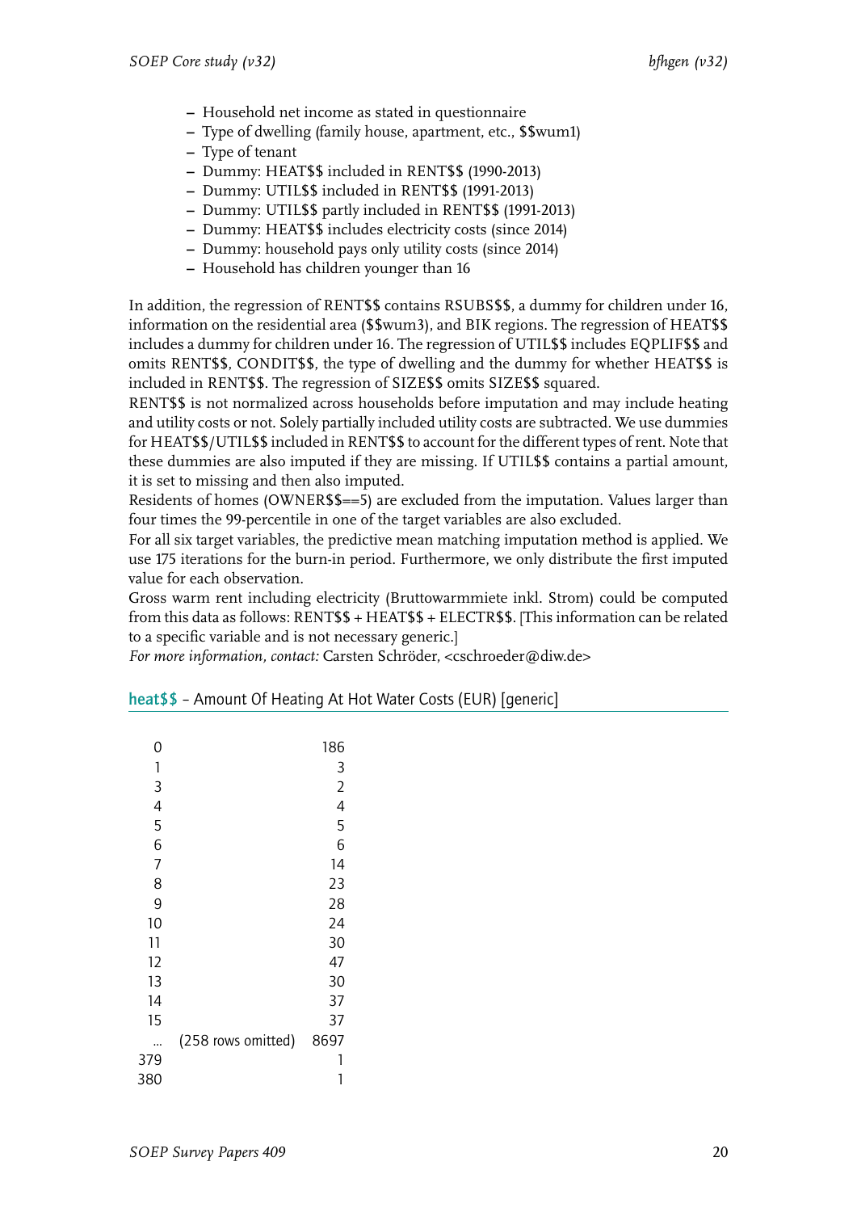- Household net income as stated in questionnaire
- Type of dwelling (family house, apartment, etc., $$wum1)
- Type of tenant
- Dummy: HEAT$$ included in RENT$$ (1990-2013)
- Dummy: UTIL$$ included in RENT$$ (1991-2013)
- Dummy: UTIL$$ partly included in RENT$$ (1991-2013)
- Dummy: HEAT$$ includes electricity costs (since 2014)
- Dummy: household pays only utility costs (since 2014)
- Household has children younger than 16

In addition, the regression of RENT$$ contains RSUBS$$, a dummy for children under 16, information on the residential area ($$wum3), and BIK regions. The regression of HEAT$$ includes a dummy for children under 16. The regression of UTIL$$ includes EQPLIF$$ and omits RENT$$, CONDIT$$, the type of dwelling and the dummy for whether HEAT$$ is included in RENT$$. The regression of SIZE$$ omits SIZE$$ squared.

RENT$$ is not normalized across households before imputation and may include heating and utility costs or not. Solely partially included utility costs are subtracted. We use dummies for HEAT$$/UTIL$$ included in RENT$$ to account for the different types of rent. Note that these dummies are also imputed if they are missing. If UTIL$$ contains a partial amount, it is set to missing and then also imputed.

Residents of homes (OWNER$$==5) are excluded from the imputation. Values larger than four times the 99-percentile in one of the target variables are also excluded.

For all six target variables, the predictive mean matching imputation method is applied. We use 175 iterations for the burn-in period. Furthermore, we only distribute the first imputed value for each observation.

Gross warm rent including electricity (Bruttowarmmiete inkl. Strom) could be computed from this data as follows: RENT$$ + HEAT$$ + ELECTR$$. [This information can be related to a specific variable and is not necessary generic.]

*For more information, contact:* Carsten Schröder, <cschroeder@diw.de>

### heat$$ – Amount Of Heating At Hot Water Costs (EUR) [generic]

| | | |
|---|---|---|
| 0 | | 186 |
| 1 | | 3 |
| 3 | | 2 |
| 4 | | 4 |
| 5 | | 5 |
| 6 | | 6 |
| 7 | | 14 |
| 8 | | 23 |
| 9 | | 28 |
| 10 | | 24 |
| 11 | | 30 |
| 12 | | 47 |
| 13 | | 30 |
| 14 | | 37 |
| 15 | | 37 |
| ... | (258 rows omitted) | 8697 |
| 379 | | 1 |
| 380 | | 1 |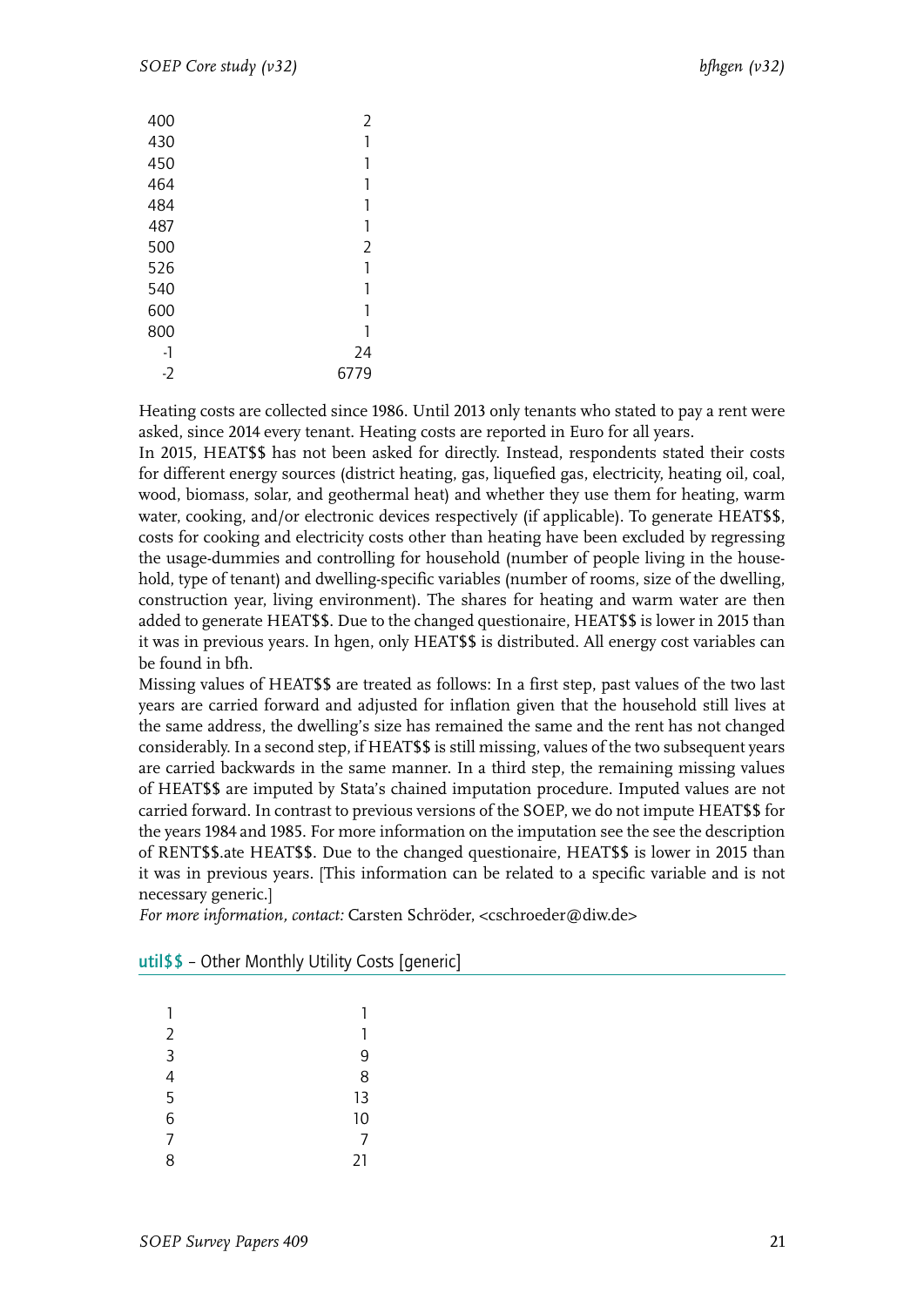| | |
|---|---|
| 400 | 2 |
| 430 | 1 |
| 450 | 1 |
| 464 | 1 |
| 484 | 1 |
| 487 | 1 |
| 500 | 2 |
| 526 | 1 |
| 540 | 1 |
| 600 | 1 |
| 800 | 1 |
| -1 | 24 |
| -2 | 6779 |

Heating costs are collected since 1986. Until 2013 only tenants who stated to pay a rent were asked, since 2014 every tenant. Heating costs are reported in Euro for all years.

In 2015, HEAT$$ has not been asked for directly. Instead, respondents stated their costs for different energy sources (district heating, gas, liquefied gas, electricity, heating oil, coal, wood, biomass, solar, and geothermal heat) and whether they use them for heating, warm water, cooking, and/or electronic devices respectively (if applicable). To generate HEAT$$, costs for cooking and electricity costs other than heating have been excluded by regressing the usage-dummies and controlling for household (number of people living in the household, type of tenant) and dwelling-specific variables (number of rooms, size of the dwelling, construction year, living environment). The shares for heating and warm water are then added to generate HEAT$$. Due to the changed questionaire, HEAT$$ is lower in 2015 than it was in previous years. In hgen, only HEAT$$ is distributed. All energy cost variables can be found in bfh.

Missing values of HEAT$$ are treated as follows: In a first step, past values of the two last years are carried forward and adjusted for inflation given that the household still lives at the same address, the dwelling's size has remained the same and the rent has not changed considerably. In a second step, if HEAT$$ is still missing, values of the two subsequent years are carried backwards in the same manner. In a third step, the remaining missing values of HEAT$$ are imputed by Stata's chained imputation procedure. Imputed values are not carried forward. In contrast to previous versions of the SOEP, we do not impute HEAT$$ for the years 1984 and 1985. For more information on the imputation see the see the description of RENT$$.ate HEAT$$. Due to the changed questionaire, HEAT$$ is lower in 2015 than it was in previous years. [This information can be related to a specific variable and is not necessary generic.]

*For more information, contact:* Carsten Schröder, <cschroeder@diw.de>

## util$$ – Other Monthly Utility Costs [generic]

| | |
|---|---|
| 1 | 1 |
| 2 | 1 |
| 3 | 9 |
| 4 | 8 |
| 5 | 13 |
| 6 | 10 |
| 7 | 7 |
| 8 | 21 |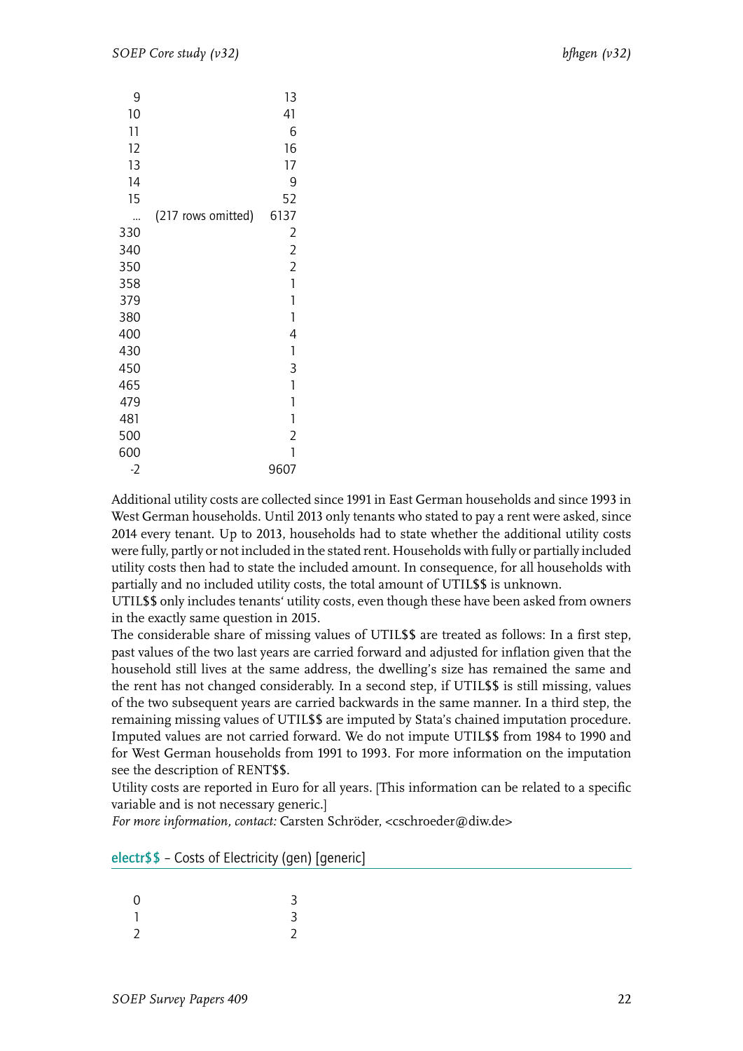| | | |
|---|---|---|
| 9 | | 13 |
| 10 | | 41 |
| 11 | | 6 |
| 12 | | 16 |
| 13 | | 17 |
| 14 | | 9 |
| 15 | | 52 |
| ... | (217 rows omitted) | 6137 |
| 330 | | 2 |
| 340 | | 2 |
| 350 | | 2 |
| 358 | | 1 |
| 379 | | 1 |
| 380 | | 1 |
| 400 | | 4 |
| 430 | | 1 |
| 450 | | 3 |
| 465 | | 1 |
| 479 | | 1 |
| 481 | | 1 |
| 500 | | 2 |
| 600 | | 1 |
| -2 | | 9607 |

Additional utility costs are collected since 1991 in East German households and since 1993 in West German households. Until 2013 only tenants who stated to pay a rent were asked, since 2014 every tenant. Up to 2013, households had to state whether the additional utility costs were fully, partly or not included in the stated rent. Households with fully or partially included utility costs then had to state the included amount. In consequence, for all households with partially and no included utility costs, the total amount of UTIL$$ is unknown.
UTIL$$ only includes tenants' utility costs, even though these have been asked from owners in the exactly same question in 2015.
The considerable share of missing values of UTIL$$ are treated as follows: In a first step, past values of the two last years are carried forward and adjusted for inflation given that the household still lives at the same address, the dwelling's size has remained the same and the rent has not changed considerably. In a second step, if UTIL$$ is still missing, values of the two subsequent years are carried backwards in the same manner. In a third step, the remaining missing values of UTIL$$ are imputed by Stata's chained imputation procedure. Imputed values are not carried forward. We do not impute UTIL$$ from 1984 to 1990 and for West German households from 1991 to 1993. For more information on the imputation see the description of RENT$$.
Utility costs are reported in Euro for all years. [This information can be related to a specific variable and is not necessary generic.]
*For more information, contact:* Carsten Schröder, <cschroeder@diw.de>

## electr$$ – Costs of Electricity (gen) [generic]

| | |
|---|---|
| 0 | 3 |
| 1 | 3 |
| 2 | 2 |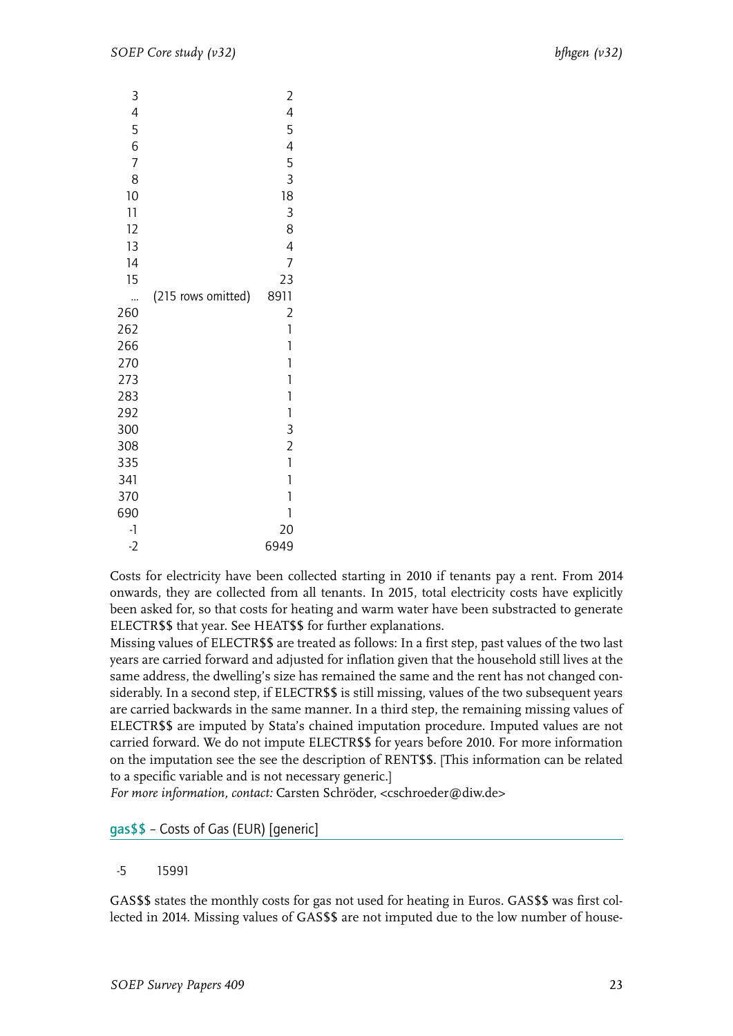| | | |
|---|---|---|
| 3 | | 2 |
| 4 | | 4 |
| 5 | | 5 |
| 6 | | 4 |
| 7 | | 5 |
| 8 | | 3 |
| 10 | | 18 |
| 11 | | 3 |
| 12 | | 8 |
| 13 | | 4 |
| 14 | | 7 |
| 15 | | 23 |
| ... | (215 rows omitted) | 8911 |
| 260 | | 2 |
| 262 | | 1 |
| 266 | | 1 |
| 270 | | 1 |
| 273 | | 1 |
| 283 | | 1 |
| 292 | | 1 |
| 300 | | 3 |
| 308 | | 2 |
| 335 | | 1 |
| 341 | | 1 |
| 370 | | 1 |
| 690 | | 1 |
| -1 | | 20 |
| -2 | | 6949 |

Costs for electricity have been collected starting in 2010 if tenants pay a rent. From 2014 onwards, they are collected from all tenants. In 2015, total electricity costs have explicitly been asked for, so that costs for heating and warm water have been substracted to generate ELECTR$$ that year. See HEAT$$ for further explanations.
Missing values of ELECTR$$ are treated as follows: In a first step, past values of the two last years are carried forward and adjusted for inflation given that the household still lives at the same address, the dwelling's size has remained the same and the rent has not changed considerably. In a second step, if ELECTR$$ is still missing, values of the two subsequent years are carried backwards in the same manner. In a third step, the remaining missing values of ELECTR$$ are imputed by Stata's chained imputation procedure. Imputed values are not carried forward. We do not impute ELECTR$$ for years before 2010. For more information on the imputation see the see the description of RENT$$. [This information can be related to a specific variable and is not necessary generic.]
*For more information, contact:* Carsten Schröder, <cschroeder@diw.de>

## gas$$ – Costs of Gas (EUR) [generic]

| | |
|---|---|
| -5 | 15991 |

GAS$$ states the monthly costs for gas not used for heating in Euros. GAS$$ was first collected in 2014. Missing values of GAS$$ are not imputed due to the low number of house-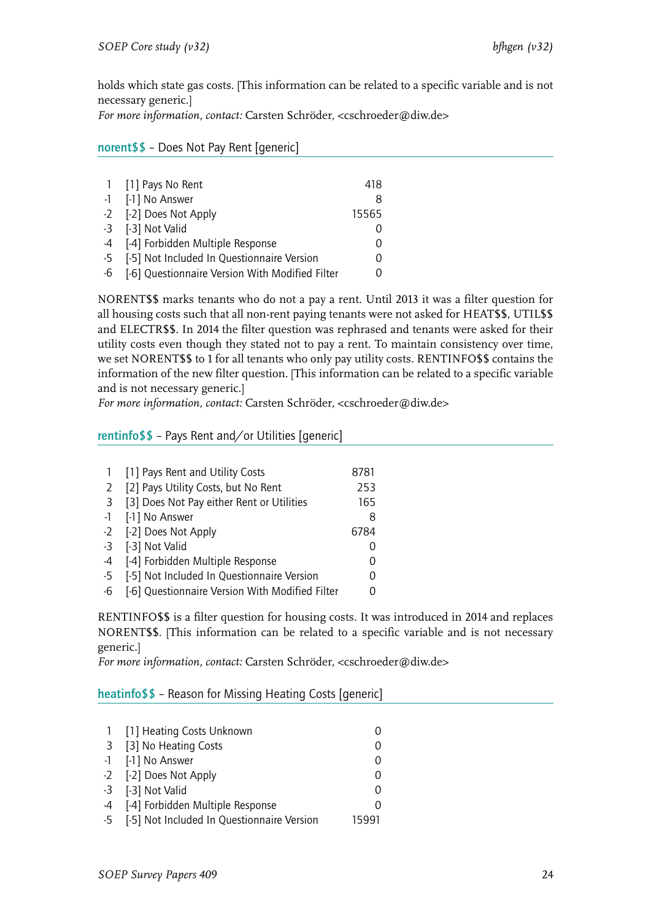holds which state gas costs. [This information can be related to a specific variable and is not necessary generic.]
*For more information, contact:* Carsten Schröder, <cschroeder@diw.de>

### norent$$ – Does Not Pay Rent [generic]

| | | |
|---|---|---|
| 1 | [1] Pays No Rent | 418 |
| -1 | [-1] No Answer | 8 |
| -2 | [-2] Does Not Apply | 15565 |
| -3 | [-3] Not Valid | 0 |
| -4 | [-4] Forbidden Multiple Response | 0 |
| -5 | [-5] Not Included In Questionnaire Version | 0 |
| -6 | [-6] Questionnaire Version With Modified Filter | 0 |

NORENT$$ marks tenants who do not a pay a rent. Until 2013 it was a filter question for all housing costs such that all non-rent paying tenants were not asked for HEAT$$, UTIL$$ and ELECTR$$. In 2014 the filter question was rephrased and tenants were asked for their utility costs even though they stated not to pay a rent. To maintain consistency over time, we set NORENT$$ to 1 for all tenants who only pay utility costs. RENTINFO$$ contains the information of the new filter question. [This information can be related to a specific variable and is not necessary generic.]
*For more information, contact:* Carsten Schröder, <cschroeder@diw.de>

### rentinfo$$ – Pays Rent and/or Utilities [generic]

| | | |
|---|---|---|
| 1 | [1] Pays Rent and Utility Costs | 8781 |
| 2 | [2] Pays Utility Costs, but No Rent | 253 |
| 3 | [3] Does Not Pay either Rent or Utilities | 165 |
| -1 | [-1] No Answer | 8 |
| -2 | [-2] Does Not Apply | 6784 |
| -3 | [-3] Not Valid | 0 |
| -4 | [-4] Forbidden Multiple Response | 0 |
| -5 | [-5] Not Included In Questionnaire Version | 0 |
| -6 | [-6] Questionnaire Version With Modified Filter | 0 |

RENTINFO$$ is a filter question for housing costs. It was introduced in 2014 and replaces NORENT$$. [This information can be related to a specific variable and is not necessary generic.]
*For more information, contact:* Carsten Schröder, <cschroeder@diw.de>

### heatinfo$$ – Reason for Missing Heating Costs [generic]

| | | |
|---|---|---|
| 1 | [1] Heating Costs Unknown | 0 |
| 3 | [3] No Heating Costs | 0 |
| -1 | [-1] No Answer | 0 |
| -2 | [-2] Does Not Apply | 0 |
| -3 | [-3] Not Valid | 0 |
| -4 | [-4] Forbidden Multiple Response | 0 |
| -5 | [-5] Not Included In Questionnaire Version | 15991 |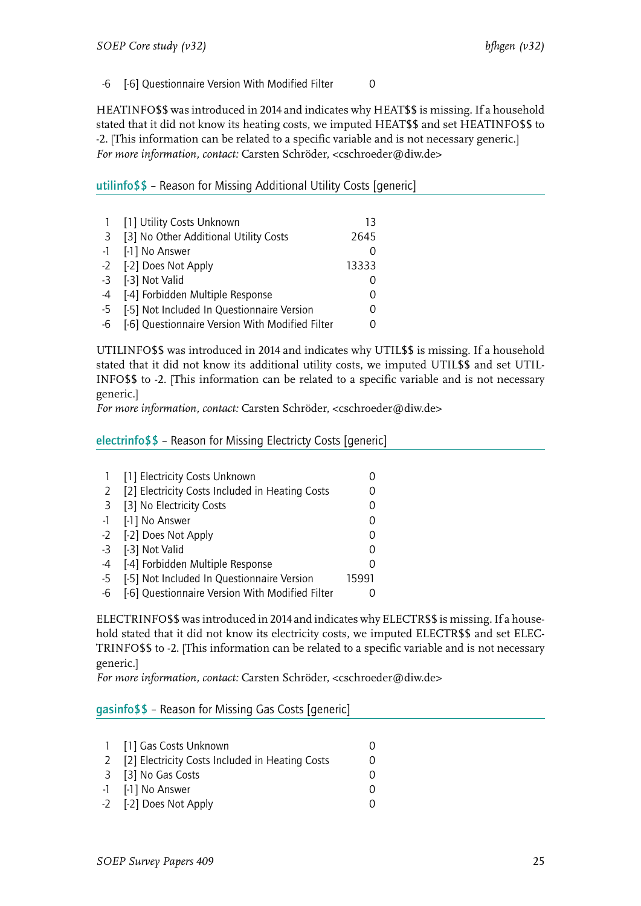| | | |
|---|---|---|
| -6 | [-6] Questionnaire Version With Modified Filter | 0 |

HEATINFO$$ was introduced in 2014 and indicates why HEAT$$ is missing. If a household stated that it did not know its heating costs, we imputed HEAT$$ and set HEATINFO$$ to -2. [This information can be related to a specific variable and is not necessary generic.]
*For more information, contact:* Carsten Schröder, <cschroeder@diw.de>

## utilinfo$$ – Reason for Missing Additional Utility Costs [generic]

| | | |
|---|---|---|
| 1 | [1] Utility Costs Unknown | 13 |
| 3 | [3] No Other Additional Utility Costs | 2645 |
| -1 | [-1] No Answer | 0 |
| -2 | [-2] Does Not Apply | 13333 |
| -3 | [-3] Not Valid | 0 |
| -4 | [-4] Forbidden Multiple Response | 0 |
| -5 | [-5] Not Included In Questionnaire Version | 0 |
| -6 | [-6] Questionnaire Version With Modified Filter | 0 |

UTILINFO$$ was introduced in 2014 and indicates why UTIL$$ is missing. If a household stated that it did not know its additional utility costs, we imputed UTIL$$ and set UTILINFO$$ to -2. [This information can be related to a specific variable and is not necessary generic.]
*For more information, contact:* Carsten Schröder, <cschroeder@diw.de>

## electrinfo$$ – Reason for Missing Electricty Costs [generic]

| | | |
|---|---|---|
| 1 | [1] Electricity Costs Unknown | 0 |
| 2 | [2] Electricity Costs Included in Heating Costs | 0 |
| 3 | [3] No Electricity Costs | 0 |
| -1 | [-1] No Answer | 0 |
| -2 | [-2] Does Not Apply | 0 |
| -3 | [-3] Not Valid | 0 |
| -4 | [-4] Forbidden Multiple Response | 0 |
| -5 | [-5] Not Included In Questionnaire Version | 15991 |
| -6 | [-6] Questionnaire Version With Modified Filter | 0 |

ELECTRINFO$$ was introduced in 2014 and indicates why ELECTR$$ is missing. If a household stated that it did not know its electricity costs, we imputed ELECTR$$ and set ELECTRINFO$$ to -2. [This information can be related to a specific variable and is not necessary generic.]
*For more information, contact:* Carsten Schröder, <cschroeder@diw.de>

## gasinfo$$ – Reason for Missing Gas Costs [generic]

| | | |
|---|---|---|
| 1 | [1] Gas Costs Unknown | 0 |
| 2 | [2] Electricity Costs Included in Heating Costs | 0 |
| 3 | [3] No Gas Costs | 0 |
| -1 | [-1] No Answer | 0 |
| -2 | [-2] Does Not Apply | 0 |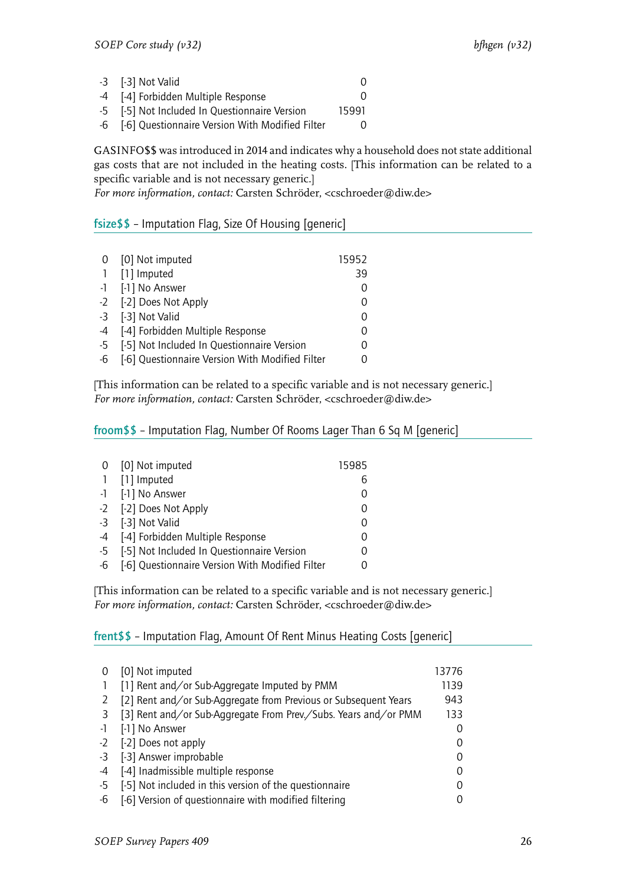| | | |
|---|---|---|
| -3 | [-3] Not Valid | 0 |
| -4 | [-4] Forbidden Multiple Response | 0 |
| -5 | [-5] Not Included In Questionnaire Version | 15991 |
| -6 | [-6] Questionnaire Version With Modified Filter | 0 |

GASINFO$$ was introduced in 2014 and indicates why a household does not state additional gas costs that are not included in the heating costs. [This information can be related to a specific variable and is not necessary generic.]
*For more information, contact:* Carsten Schröder, <cschroeder@diw.de>

## fsize$$ – Imputation Flag, Size Of Housing [generic]

| | | |
|---|---|---|
| 0 | [0] Not imputed | 15952 |
| 1 | [1] Imputed | 39 |
| -1 | [-1] No Answer | 0 |
| -2 | [-2] Does Not Apply | 0 |
| -3 | [-3] Not Valid | 0 |
| -4 | [-4] Forbidden Multiple Response | 0 |
| -5 | [-5] Not Included In Questionnaire Version | 0 |
| -6 | [-6] Questionnaire Version With Modified Filter | 0 |

[This information can be related to a specific variable and is not necessary generic.]
*For more information, contact:* Carsten Schröder, <cschroeder@diw.de>

## froom$$ – Imputation Flag, Number Of Rooms Lager Than 6 Sq M [generic]

| | | |
|---|---|---|
| 0 | [0] Not imputed | 15985 |
| 1 | [1] Imputed | 6 |
| -1 | [-1] No Answer | 0 |
| -2 | [-2] Does Not Apply | 0 |
| -3 | [-3] Not Valid | 0 |
| -4 | [-4] Forbidden Multiple Response | 0 |
| -5 | [-5] Not Included In Questionnaire Version | 0 |
| -6 | [-6] Questionnaire Version With Modified Filter | 0 |

[This information can be related to a specific variable and is not necessary generic.]
*For more information, contact:* Carsten Schröder, <cschroeder@diw.de>

## frent$$ – Imputation Flag, Amount Of Rent Minus Heating Costs [generic]

| | | |
|---|---|---|
| 0 | [0] Not imputed | 13776 |
| 1 | [1] Rent and/or Sub-Aggregate Imputed by PMM | 1139 |
| 2 | [2] Rent and/or Sub-Aggregate from Previous or Subsequent Years | 943 |
| 3 | [3] Rent and/or Sub-Aggregate From Prev./Subs. Years and/or PMM | 133 |
| -1 | [-1] No Answer | 0 |
| -2 | [-2] Does not apply | 0 |
| -3 | [-3] Answer improbable | 0 |
| -4 | [-4] Inadmissible multiple response | 0 |
| -5 | [-5] Not included in this version of the questionnaire | 0 |
| -6 | [-6] Version of questionnaire with modified filtering | 0 |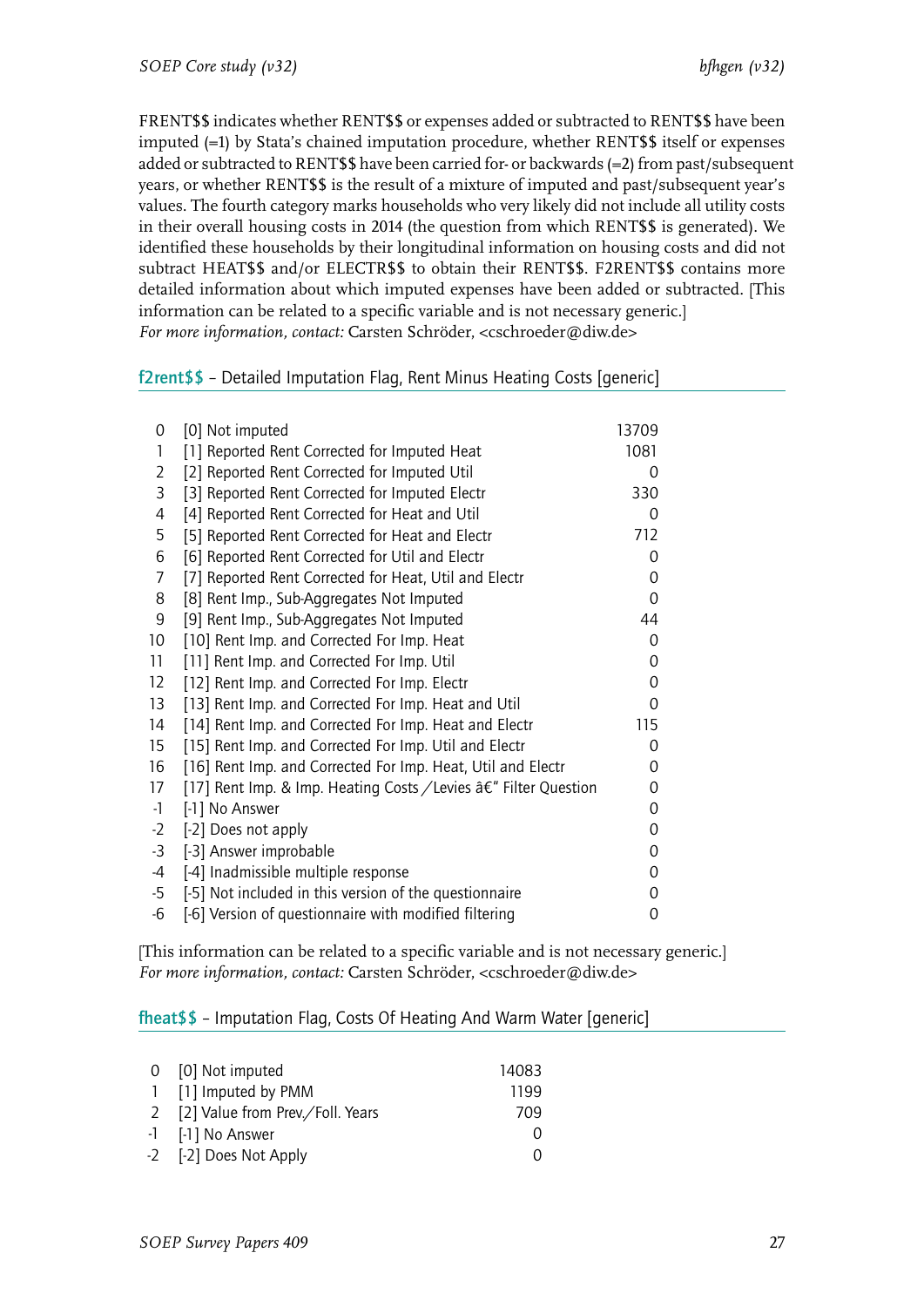FRENT$$ indicates whether RENT$$ or expenses added or subtracted to RENT$$ have been imputed (=1) by Stata's chained imputation procedure, whether RENT$$ itself or expenses added or subtracted to RENT$$ have been carried for- or backwards (=2) from past/subsequent years, or whether RENT$$ is the result of a mixture of imputed and past/subsequent year's values. The fourth category marks households who very likely did not include all utility costs in their overall housing costs in 2014 (the question from which RENT$$ is generated). We identified these households by their longitudinal information on housing costs and did not subtract HEAT$$ and/or ELECTR$$ to obtain their RENT$$. F2RENT$$ contains more detailed information about which imputed expenses have been added or subtracted. [This information can be related to a specific variable and is not necessary generic.]
*For more information, contact:* Carsten Schröder, <cschroeder@diw.de>

## f2rent$$ – Detailed Imputation Flag, Rent Minus Heating Costs [generic]

| | | |
|---|---|---|
| 0 | [0] Not imputed | 13709 |
| 1 | [1] Reported Rent Corrected for Imputed Heat | 1081 |
| 2 | [2] Reported Rent Corrected for Imputed Util | 0 |
| 3 | [3] Reported Rent Corrected for Imputed Electr | 330 |
| 4 | [4] Reported Rent Corrected for Heat and Util | 0 |
| 5 | [5] Reported Rent Corrected for Heat and Electr | 712 |
| 6 | [6] Reported Rent Corrected for Util and Electr | 0 |
| 7 | [7] Reported Rent Corrected for Heat, Util and Electr | 0 |
| 8 | [8] Rent Imp., Sub-Aggregates Not Imputed | 0 |
| 9 | [9] Rent Imp., Sub-Aggregates Not Imputed | 44 |
| 10 | [10] Rent Imp. and Corrected For Imp. Heat | 0 |
| 11 | [11] Rent Imp. and Corrected For Imp. Util | 0 |
| 12 | [12] Rent Imp. and Corrected For Imp. Electr | 0 |
| 13 | [13] Rent Imp. and Corrected For Imp. Heat and Util | 0 |
| 14 | [14] Rent Imp. and Corrected For Imp. Heat and Electr | 115 |
| 15 | [15] Rent Imp. and Corrected For Imp. Util and Electr | 0 |
| 16 | [16] Rent Imp. and Corrected For Imp. Heat, Util and Electr | 0 |
| 17 | [17] Rent Imp. & Imp. Heating Costs / Levies â€" Filter Question | 0 |
| -1 | [-1] No Answer | 0 |
| -2 | [-2] Does not apply | 0 |
| -3 | [-3] Answer improbable | 0 |
| -4 | [-4] Inadmissible multiple response | 0 |
| -5 | [-5] Not included in this version of the questionnaire | 0 |
| -6 | [-6] Version of questionnaire with modified filtering | 0 |

[This information can be related to a specific variable and is not necessary generic.]
*For more information, contact:* Carsten Schröder, <cschroeder@diw.de>

## fheat$$ – Imputation Flag, Costs Of Heating And Warm Water [generic]

| | | |
|---|---|---|
| 0 | [0] Not imputed | 14083 |
| 1 | [1] Imputed by PMM | 1199 |
| 2 | [2] Value from Prev./Foll. Years | 709 |
| -1 | [-1] No Answer | 0 |
| -2 | [-2] Does Not Apply | 0 |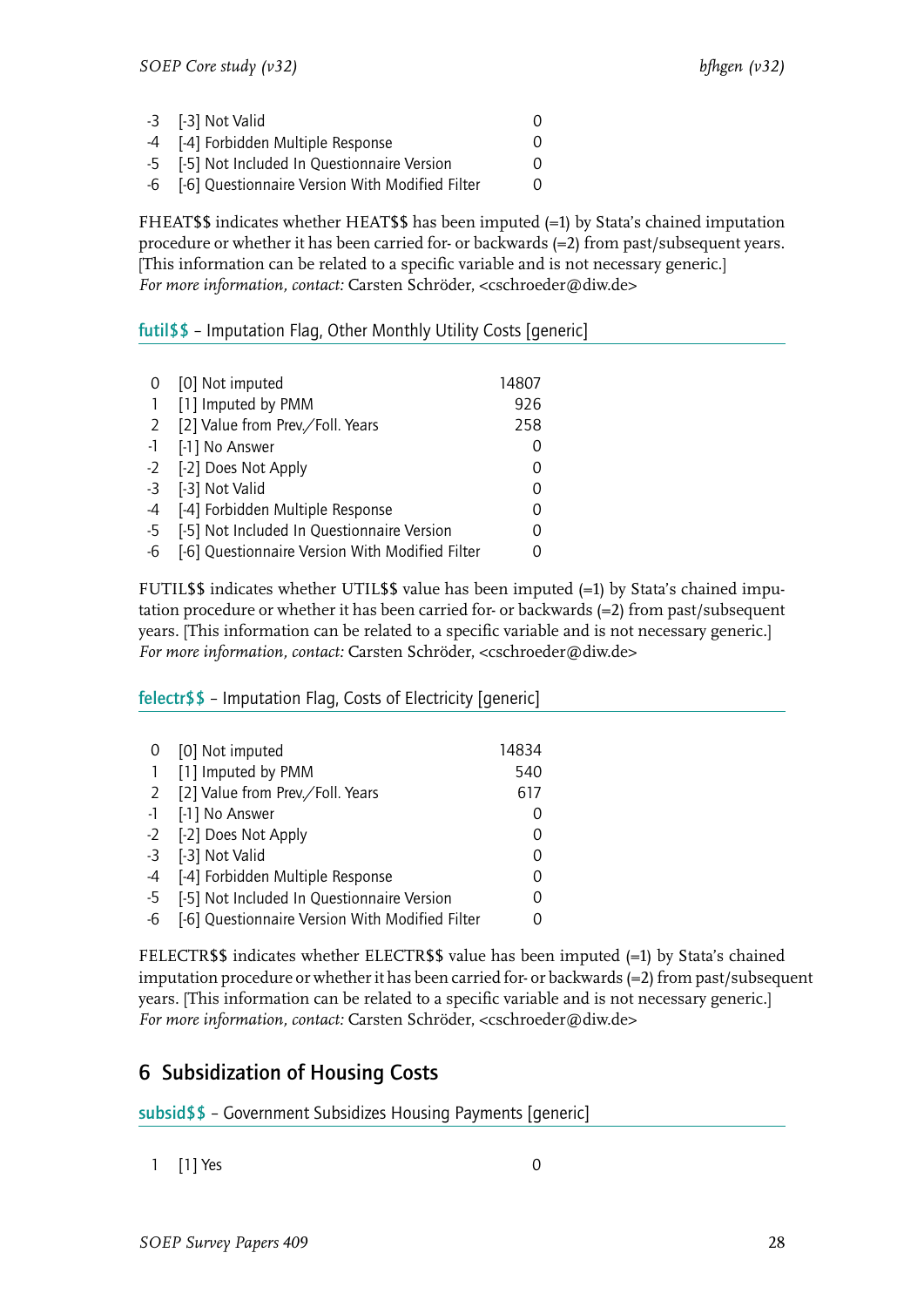| | | |
|---|---|---|
| -3 | [-3] Not Valid | 0 |
| -4 | [-4] Forbidden Multiple Response | 0 |
| -5 | [-5] Not Included In Questionnaire Version | 0 |
| -6 | [-6] Questionnaire Version With Modified Filter | 0 |

FHEAT$$ indicates whether HEAT$$ has been imputed (=1) by Stata's chained imputation procedure or whether it has been carried for- or backwards (=2) from past/subsequent years. [This information can be related to a specific variable and is not necessary generic.]
*For more information, contact:* Carsten Schröder, <cschroeder@diw.de>

### futil$$ – Imputation Flag, Other Monthly Utility Costs [generic]

| | | |
|---|---|---|
| 0 | [0] Not imputed | 14807 |
| 1 | [1] Imputed by PMM | 926 |
| 2 | [2] Value from Prev./Foll. Years | 258 |
| -1 | [-1] No Answer | 0 |
| -2 | [-2] Does Not Apply | 0 |
| -3 | [-3] Not Valid | 0 |
| -4 | [-4] Forbidden Multiple Response | 0 |
| -5 | [-5] Not Included In Questionnaire Version | 0 |
| -6 | [-6] Questionnaire Version With Modified Filter | 0 |

FUTIL$$ indicates whether UTIL$$ value has been imputed (=1) by Stata's chained imputation procedure or whether it has been carried for- or backwards (=2) from past/subsequent years. [This information can be related to a specific variable and is not necessary generic.]
*For more information, contact:* Carsten Schröder, <cschroeder@diw.de>

### felectr$$ – Imputation Flag, Costs of Electricity [generic]

| | | |
|---|---|---|
| 0 | [0] Not imputed | 14834 |
| 1 | [1] Imputed by PMM | 540 |
| 2 | [2] Value from Prev./Foll. Years | 617 |
| -1 | [-1] No Answer | 0 |
| -2 | [-2] Does Not Apply | 0 |
| -3 | [-3] Not Valid | 0 |
| -4 | [-4] Forbidden Multiple Response | 0 |
| -5 | [-5] Not Included In Questionnaire Version | 0 |
| -6 | [-6] Questionnaire Version With Modified Filter | 0 |

FELECTR$$ indicates whether ELECTR$$ value has been imputed (=1) by Stata's chained imputation procedure or whether it has been carried for- or backwards (=2) from past/subsequent years. [This information can be related to a specific variable and is not necessary generic.]
*For more information, contact:* Carsten Schröder, <cschroeder@diw.de>

## 6 Subsidization of Housing Costs

### subsid$$ – Government Subsidizes Housing Payments [generic]

| | | |
|---|---|---|
| 1 | [1] Yes | 0 |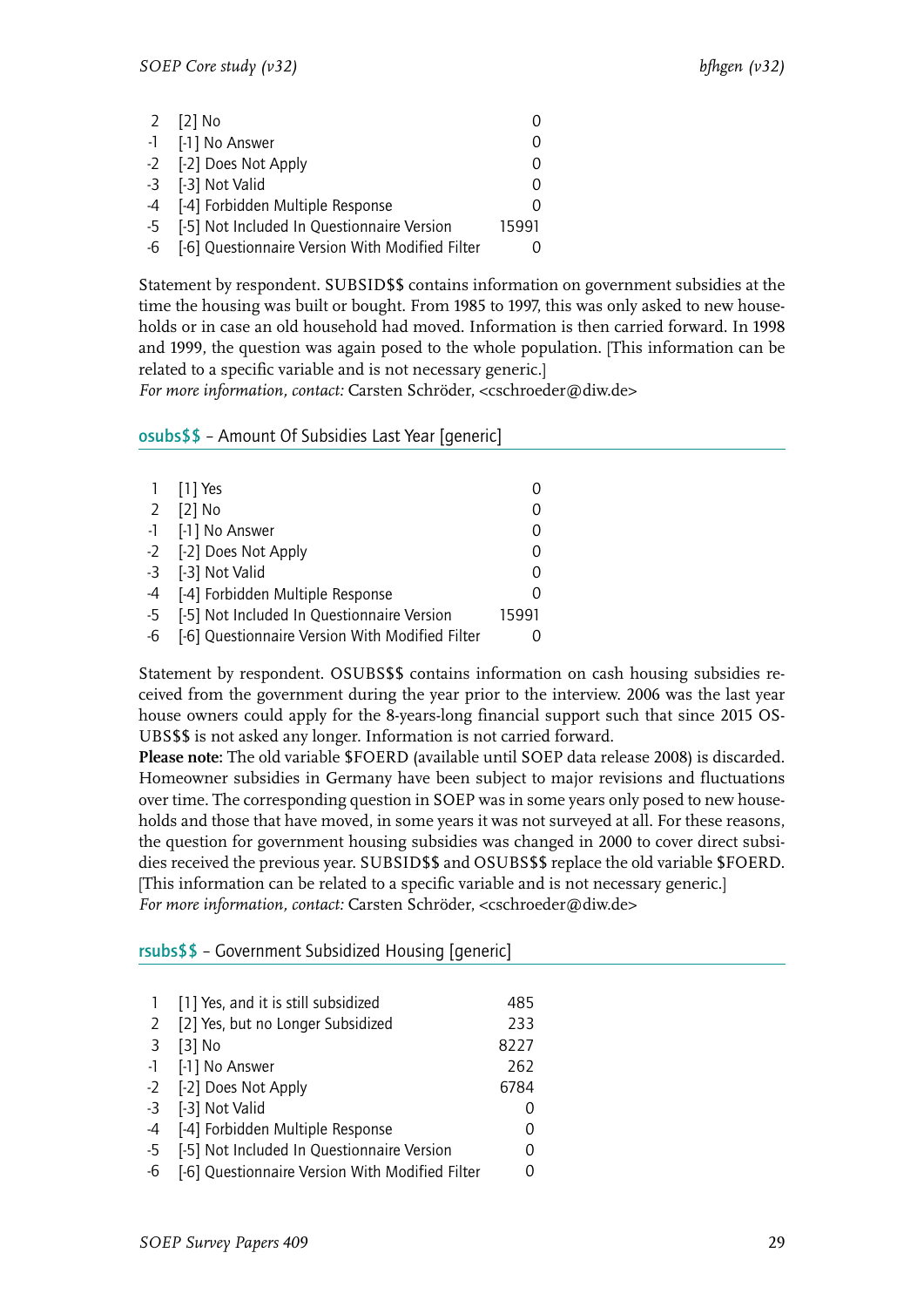| | | |
|---|---|---|
| 2 | [2] No | 0 |
| -1 | [-1] No Answer | 0 |
| -2 | [-2] Does Not Apply | 0 |
| -3 | [-3] Not Valid | 0 |
| -4 | [-4] Forbidden Multiple Response | 0 |
| -5 | [-5] Not Included In Questionnaire Version | 15991 |
| -6 | [-6] Questionnaire Version With Modified Filter | 0 |

Statement by respondent. SUBSID$$ contains information on government subsidies at the time the housing was built or bought. From 1985 to 1997, this was only asked to new households or in case an old household had moved. Information is then carried forward. In 1998 and 1999, the question was again posed to the whole population. [This information can be related to a specific variable and is not necessary generic.]
*For more information, contact:* Carsten Schröder, <cschroeder@diw.de>

## osubs$$ – Amount Of Subsidies Last Year [generic]

| | | |
|---|---|---|
| 1 | [1] Yes | 0 |
| 2 | [2] No | 0 |
| -1 | [-1] No Answer | 0 |
| -2 | [-2] Does Not Apply | 0 |
| -3 | [-3] Not Valid | 0 |
| -4 | [-4] Forbidden Multiple Response | 0 |
| -5 | [-5] Not Included In Questionnaire Version | 15991 |
| -6 | [-6] Questionnaire Version With Modified Filter | 0 |

Statement by respondent. OSUBS$$ contains information on cash housing subsidies received from the government during the year prior to the interview. 2006 was the last year house owners could apply for the 8-years-long financial support such that since 2015 OSUBS$$ is not asked any longer. Information is not carried forward.
**Please note:** The old variable $FOERD (available until SOEP data release 2008) is discarded. Homeowner subsidies in Germany have been subject to major revisions and fluctuations over time. The corresponding question in SOEP was in some years only posed to new households and those that have moved, in some years it was not surveyed at all. For these reasons, the question for government housing subsidies was changed in 2000 to cover direct subsidies received the previous year. SUBSID$$ and OSUBS$$ replace the old variable $FOERD. [This information can be related to a specific variable and is not necessary generic.]
*For more information, contact:* Carsten Schröder, <cschroeder@diw.de>

## rsubs$$ – Government Subsidized Housing [generic]

| | | |
|---|---|---|
| 1 | [1] Yes, and it is still subsidized | 485 |
| 2 | [2] Yes, but no Longer Subsidized | 233 |
| 3 | [3] No | 8227 |
| -1 | [-1] No Answer | 262 |
| -2 | [-2] Does Not Apply | 6784 |
| -3 | [-3] Not Valid | 0 |
| -4 | [-4] Forbidden Multiple Response | 0 |
| -5 | [-5] Not Included In Questionnaire Version | 0 |
| -6 | [-6] Questionnaire Version With Modified Filter | 0 |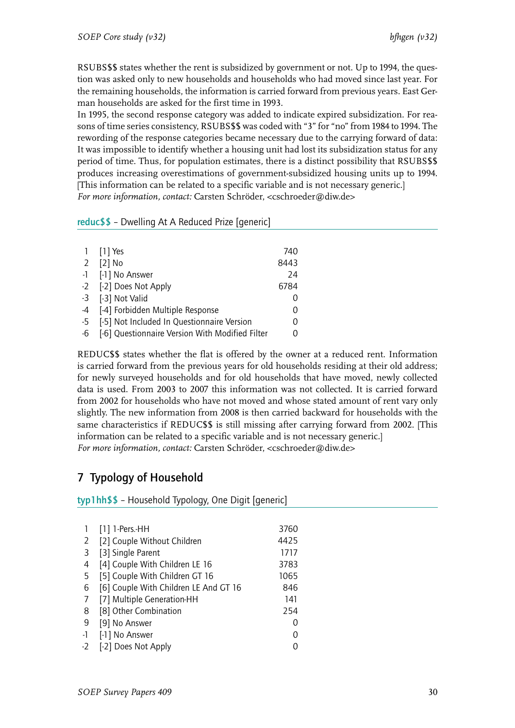RSUBS$$ states whether the rent is subsidized by government or not. Up to 1994, the question was asked only to new households and households who had moved since last year. For the remaining households, the information is carried forward from previous years. East German households are asked for the first time in 1993.

In 1995, the second response category was added to indicate expired subsidization. For reasons of time series consistency, RSUBS$$ was coded with "3" for "no" from 1984 to 1994. The rewording of the response categories became necessary due to the carrying forward of data: It was impossible to identify whether a housing unit had lost its subsidization status for any period of time. Thus, for population estimates, there is a distinct possibility that RSUBS$$ produces increasing overestimations of government-subsidized housing units up to 1994. [This information can be related to a specific variable and is not necessary generic.]

*For more information, contact:* Carsten Schröder, <cschroeder@diw.de>

### reduc$$ – Dwelling At A Reduced Prize [generic]

| | | |
|---|---|---|
| 1 | [1] Yes | 740 |
| 2 | [2] No | 8443 |
| -1 | [-1] No Answer | 24 |
| -2 | [-2] Does Not Apply | 6784 |
| -3 | [-3] Not Valid | 0 |
| -4 | [-4] Forbidden Multiple Response | 0 |
| -5 | [-5] Not Included In Questionnaire Version | 0 |
| -6 | [-6] Questionnaire Version With Modified Filter | 0 |

REDUC$$ states whether the flat is offered by the owner at a reduced rent. Information is carried forward from the previous years for old households residing at their old address; for newly surveyed households and for old households that have moved, newly collected data is used. From 2003 to 2007 this information was not collected. It is carried forward from 2002 for households who have not moved and whose stated amount of rent vary only slightly. The new information from 2008 is then carried backward for households with the same characteristics if REDUC$$ is still missing after carrying forward from 2002. [This information can be related to a specific variable and is not necessary generic.]

*For more information, contact:* Carsten Schröder, <cschroeder@diw.de>

## 7 Typology of Household

### typ1hh$$ – Household Typology, One Digit [generic]

| | | |
|---|---|---|
| 1 | [1] 1-Pers.-HH | 3760 |
| 2 | [2] Couple Without Children | 4425 |
| 3 | [3] Single Parent | 1717 |
| 4 | [4] Couple With Children LE 16 | 3783 |
| 5 | [5] Couple With Children GT 16 | 1065 |
| 6 | [6] Couple With Children LE And GT 16 | 846 |
| 7 | [7] Multiple Generation-HH | 141 |
| 8 | [8] Other Combination | 254 |
| 9 | [9] No Answer | 0 |
| -1 | [-1] No Answer | 0 |
| -2 | [-2] Does Not Apply | 0 |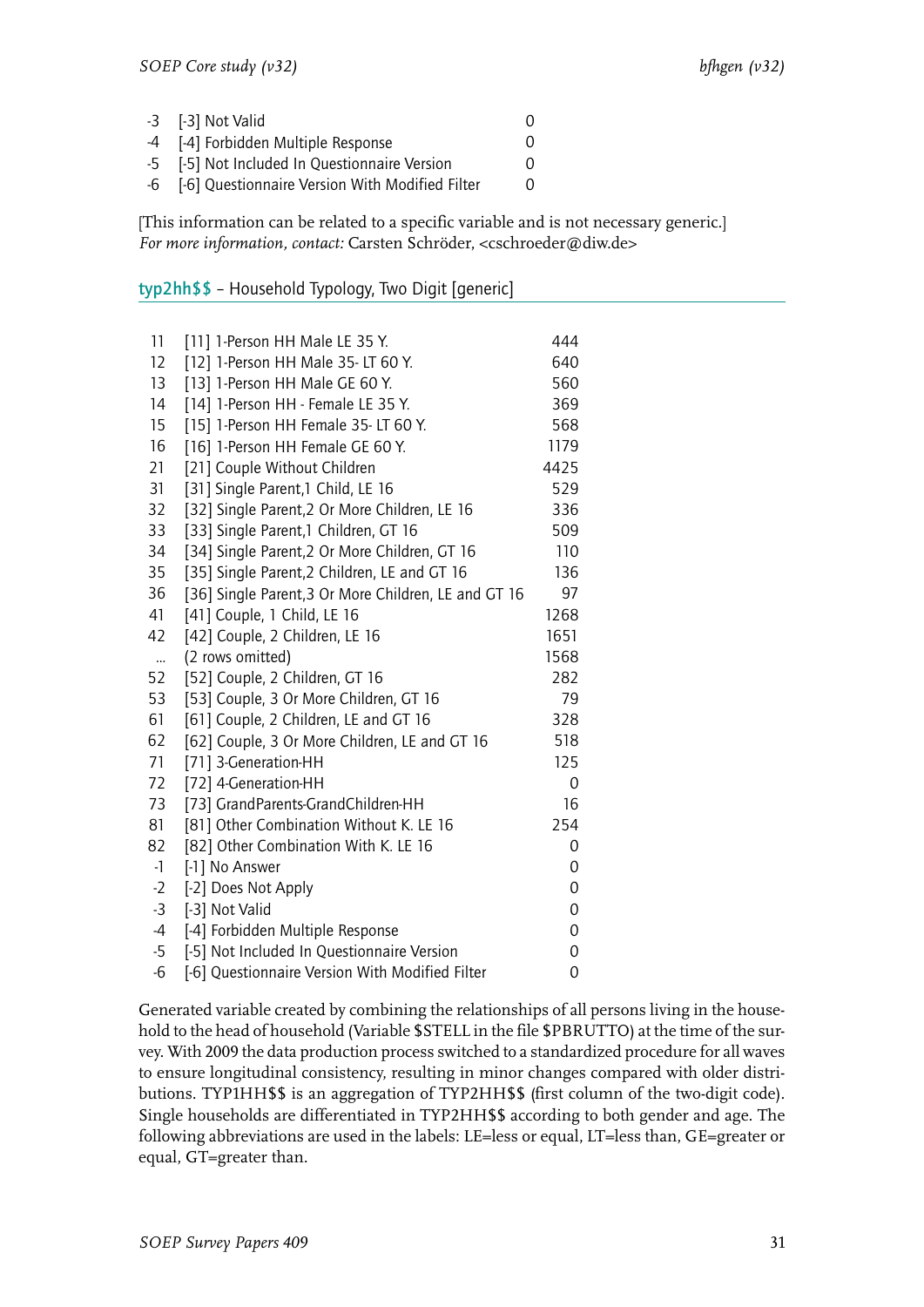| | | |
|---|---|---|
| -3 | [-3] Not Valid | 0 |
| -4 | [-4] Forbidden Multiple Response | 0 |
| -5 | [-5] Not Included In Questionnaire Version | 0 |
| -6 | [-6] Questionnaire Version With Modified Filter | 0 |

[This information can be related to a specific variable and is not necessary generic.]
*For more information, contact:* Carsten Schröder, <cschroeder@diw.de>

## typ2hh$$ – Household Typology, Two Digit [generic]

| | | |
|---|---|---|
| 11 | [11] 1-Person HH Male LE 35 Y. | 444 |
| 12 | [12] 1-Person HH Male 35- LT 60 Y. | 640 |
| 13 | [13] 1-Person HH Male GE 60 Y. | 560 |
| 14 | [14] 1-Person HH - Female LE 35 Y. | 369 |
| 15 | [15] 1-Person HH Female 35- LT 60 Y. | 568 |
| 16 | [16] 1-Person HH Female GE 60 Y. | 1179 |
| 21 | [21] Couple Without Children | 4425 |
| 31 | [31] Single Parent,1 Child, LE 16 | 529 |
| 32 | [32] Single Parent,2 Or More Children, LE 16 | 336 |
| 33 | [33] Single Parent,1 Children, GT 16 | 509 |
| 34 | [34] Single Parent,2 Or More Children, GT 16 | 110 |
| 35 | [35] Single Parent,2 Children, LE and GT 16 | 136 |
| 36 | [36] Single Parent,3 Or More Children, LE and GT 16 | 97 |
| 41 | [41] Couple, 1 Child, LE 16 | 1268 |
| 42 | [42] Couple, 2 Children, LE 16 | 1651 |
| ... | (2 rows omitted) | 1568 |
| 52 | [52] Couple, 2 Children, GT 16 | 282 |
| 53 | [53] Couple, 3 Or More Children, GT 16 | 79 |
| 61 | [61] Couple, 2 Children, LE and GT 16 | 328 |
| 62 | [62] Couple, 3 Or More Children, LE and GT 16 | 518 |
| 71 | [71] 3-Generation-HH | 125 |
| 72 | [72] 4-Generation-HH | 0 |
| 73 | [73] GrandParents-GrandChildren-HH | 16 |
| 81 | [81] Other Combination Without K. LE 16 | 254 |
| 82 | [82] Other Combination With K. LE 16 | 0 |
| -1 | [-1] No Answer | 0 |
| -2 | [-2] Does Not Apply | 0 |
| -3 | [-3] Not Valid | 0 |
| -4 | [-4] Forbidden Multiple Response | 0 |
| -5 | [-5] Not Included In Questionnaire Version | 0 |
| -6 | [-6] Questionnaire Version With Modified Filter | 0 |

Generated variable created by combining the relationships of all persons living in the household to the head of household (Variable $STELL in the file $PBRUTTO) at the time of the survey. With 2009 the data production process switched to a standardized procedure for all waves to ensure longitudinal consistency, resulting in minor changes compared with older distributions. TYP1HH$$ is an aggregation of TYP2HH$$ (first column of the two-digit code). Single households are differentiated in TYP2HH$$ according to both gender and age. The following abbreviations are used in the labels: LE=less or equal, LT=less than, GE=greater or equal, GT=greater than.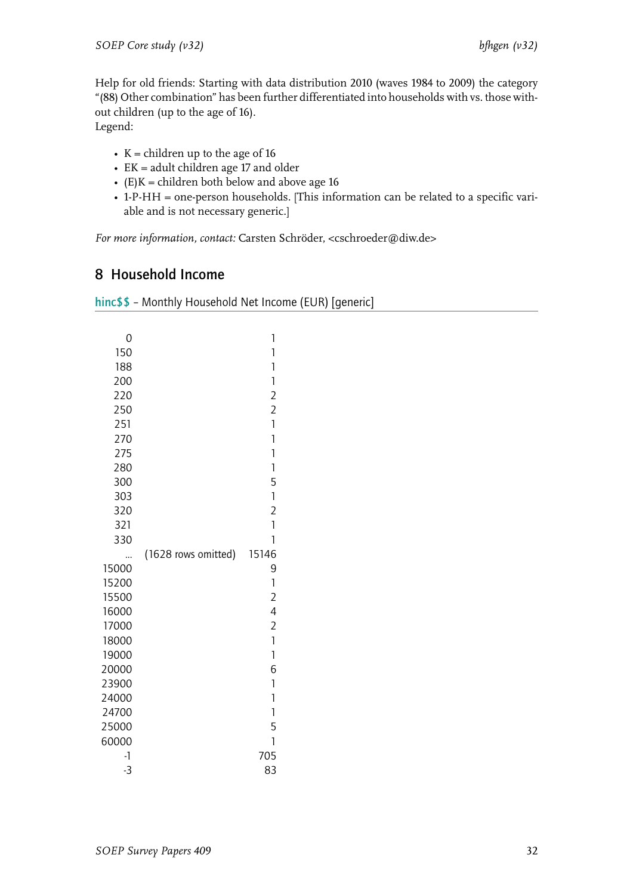Help for old friends: Starting with data distribution 2010 (waves 1984 to 2009) the category "(88) Other combination" has been further differentiated into households with vs. those without children (up to the age of 16).
Legend:

- K = children up to the age of 16
- EK = adult children age 17 and older
- (E)K = children both below and above age 16
- 1-P-HH = one-person households. [This information can be related to a specific variable and is not necessary generic.]

*For more information, contact:* Carsten Schröder, <cschroeder@diw.de>

## 8 Household Income

**hinc$$** – Monthly Household Net Income (EUR) [generic]

| | | |
|---|---|---|
| 0 | | 1 |
| 150 | | 1 |
| 188 | | 1 |
| 200 | | 1 |
| 220 | | 2 |
| 250 | | 2 |
| 251 | | 1 |
| 270 | | 1 |
| 275 | | 1 |
| 280 | | 1 |
| 300 | | 5 |
| 303 | | 1 |
| 320 | | 2 |
| 321 | | 1 |
| 330 | | 1 |
| ... | (1628 rows omitted) | 15146 |
| 15000 | | 9 |
| 15200 | | 1 |
| 15500 | | 2 |
| 16000 | | 4 |
| 17000 | | 2 |
| 18000 | | 1 |
| 19000 | | 1 |
| 20000 | | 6 |
| 23900 | | 1 |
| 24000 | | 1 |
| 24700 | | 1 |
| 25000 | | 5 |
| 60000 | | 1 |
| -1 | | 705 |
| -3 | | 83 |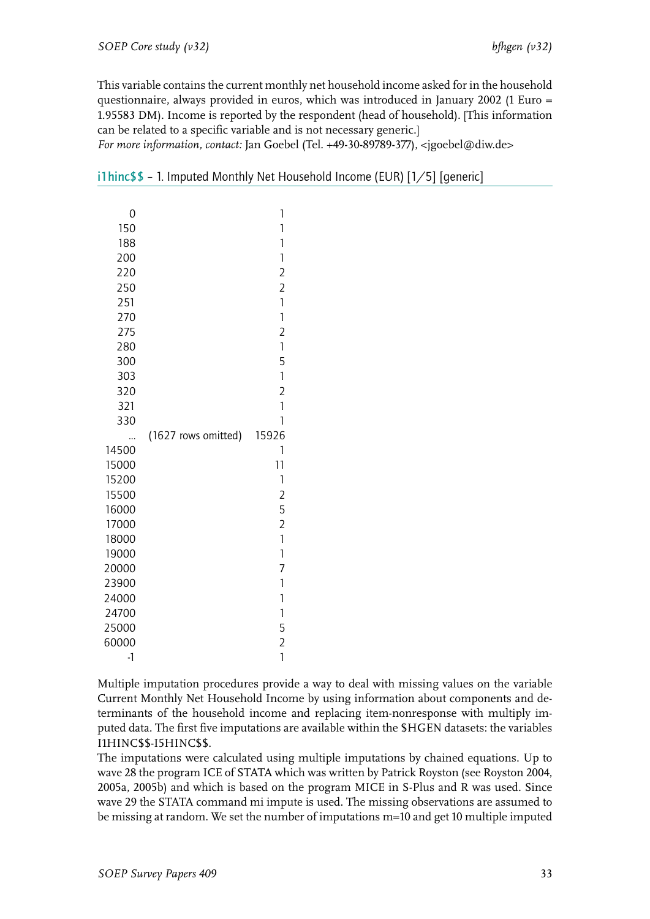This variable contains the current monthly net household income asked for in the household questionnaire, always provided in euros, which was introduced in January 2002 (1 Euro = 1.95583 DM). Income is reported by the respondent (head of household). [This information can be related to a specific variable and is not necessary generic.]
*For more information, contact:* Jan Goebel (Tel. +49-30-89789-377), <jgoebel@diw.de>

## i1hinc$$ – 1. Imputed Monthly Net Household Income (EUR) [1/5] [generic]

| | | |
|---|---|---|
| 0 | | 1 |
| 150 | | 1 |
| 188 | | 1 |
| 200 | | 1 |
| 220 | | 2 |
| 250 | | 2 |
| 251 | | 1 |
| 270 | | 1 |
| 275 | | 2 |
| 280 | | 1 |
| 300 | | 5 |
| 303 | | 1 |
| 320 | | 2 |
| 321 | | 1 |
| 330 | | 1 |
| ... | (1627 rows omitted) | 15926 |
| 14500 | | 1 |
| 15000 | | 11 |
| 15200 | | 1 |
| 15500 | | 2 |
| 16000 | | 5 |
| 17000 | | 2 |
| 18000 | | 1 |
| 19000 | | 1 |
| 20000 | | 7 |
| 23900 | | 1 |
| 24000 | | 1 |
| 24700 | | 1 |
| 25000 | | 5 |
| 60000 | | 2 |
| -1 | | 1 |

Multiple imputation procedures provide a way to deal with missing values on the variable Current Monthly Net Household Income by using information about components and determinants of the household income and replacing item-nonresponse with multiply imputed data. The first five imputations are available within the $HGEN datasets: the variables I1HINC$$-I5HINC$$.
The imputations were calculated using multiple imputations by chained equations. Up to wave 28 the program ICE of STATA which was written by Patrick Royston (see Royston 2004, 2005a, 2005b) and which is based on the program MICE in S-Plus and R was used. Since wave 29 the STATA command mi impute is used. The missing observations are assumed to be missing at random. We set the number of imputations m=10 and get 10 multiple imputed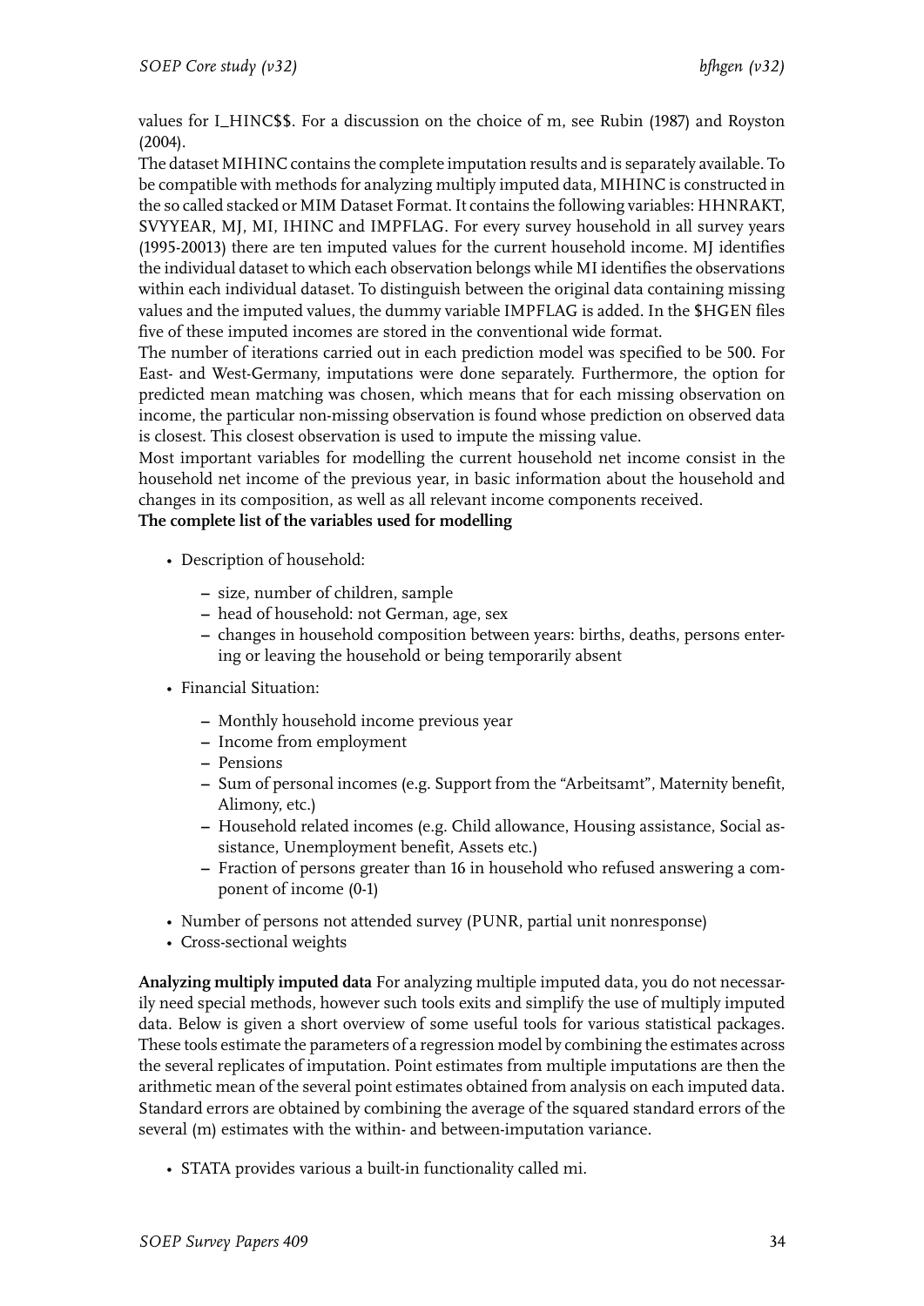values for I_HINC$$. For a discussion on the choice of m, see Rubin (1987) and Royston (2004).
The dataset MIHINC contains the complete imputation results and is separately available. To be compatible with methods for analyzing multiply imputed data, MIHINC is constructed in the so called stacked or MIM Dataset Format. It contains the following variables: HHNRAKT, SVYYEAR, MJ, MI, IHINC and IMPFLAG. For every survey household in all survey years (1995-20013) there are ten imputed values for the current household income. MJ identifies the individual dataset to which each observation belongs while MI identifies the observations within each individual dataset. To distinguish between the original data containing missing values and the imputed values, the dummy variable IMPFLAG is added. In the $HGEN files five of these imputed incomes are stored in the conventional wide format.
The number of iterations carried out in each prediction model was specified to be 500. For East- and West-Germany, imputations were done separately. Furthermore, the option for predicted mean matching was chosen, which means that for each missing observation on income, the particular non-missing observation is found whose prediction on observed data is closest. This closest observation is used to impute the missing value.
Most important variables for modelling the current household net income consist in the household net income of the previous year, in basic information about the household and changes in its composition, as well as all relevant income components received.
**The complete list of the variables used for modelling**

- Description of household:
  - size, number of children, sample
  - head of household: not German, age, sex
  - changes in household composition between years: births, deaths, persons entering or leaving the household or being temporarily absent
- Financial Situation:
  - Monthly household income previous year
  - Income from employment
  - Pensions
  - Sum of personal incomes (e.g. Support from the “Arbeitsamt”, Maternity benefit, Alimony, etc.)
  - Household related incomes (e.g. Child allowance, Housing assistance, Social assistance, Unemployment benefit, Assets etc.)
  - Fraction of persons greater than 16 in household who refused answering a component of income (0-1)
- Number of persons not attended survey (PUNR, partial unit nonresponse)
- Cross-sectional weights

**Analyzing multiply imputed data** For analyzing multiple imputed data, you do not necessarily need special methods, however such tools exits and simplify the use of multiply imputed data. Below is given a short overview of some useful tools for various statistical packages. These tools estimate the parameters of a regression model by combining the estimates across the several replicates of imputation. Point estimates from multiple imputations are then the arithmetic mean of the several point estimates obtained from analysis on each imputed data. Standard errors are obtained by combining the average of the squared standard errors of the several (m) estimates with the within- and between-imputation variance.

- STATA provides various a built-in functionality called mi.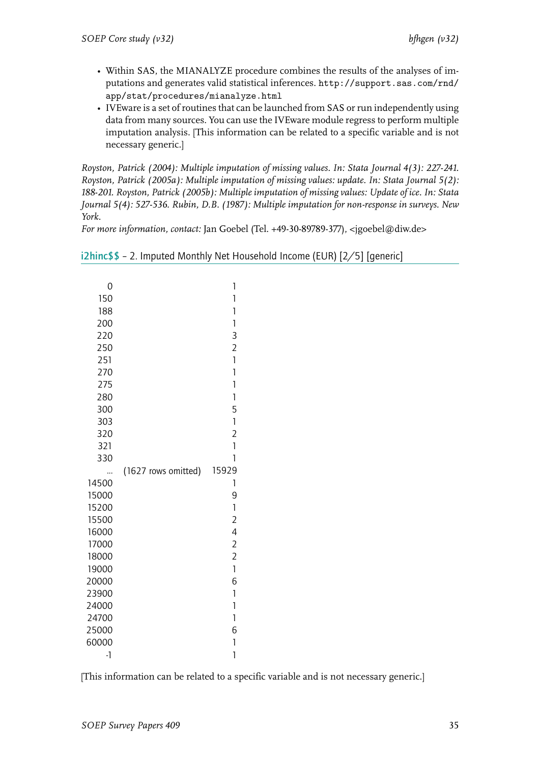- Within SAS, the MIANALYZE procedure combines the results of the analyses of imputations and generates valid statistical inferences. http://support.sas.com/rnd/app/stat/procedures/mianalyze.html
- IVEware is a set of routines that can be launched from SAS or run independently using data from many sources. You can use the IVEware module regress to perform multiple imputation analysis. [This information can be related to a specific variable and is not necessary generic.]

*Royston, Patrick (2004): Multiple imputation of missing values. In: Stata Journal 4(3): 227-241. Royston, Patrick (2005a): Multiple imputation of missing values: update. In: Stata Journal 5(2): 188-201. Royston, Patrick (2005b): Multiple imputation of missing values: Update of ice. In: Stata Journal 5(4): 527-536. Rubin, D.B. (1987): Multiple imputation for non-response in surveys. New York.*

*For more information, contact:* Jan Goebel (Tel. +49-30-89789-377), <jgoebel@diw.de>

## i2hinc$$ – 2. Imputed Monthly Net Household Income (EUR) [2/5] [generic]

| | | |
|---|---|---|
| 0 | | 1 |
| 150 | | 1 |
| 188 | | 1 |
| 200 | | 1 |
| 220 | | 3 |
| 250 | | 2 |
| 251 | | 1 |
| 270 | | 1 |
| 275 | | 1 |
| 280 | | 1 |
| 300 | | 5 |
| 303 | | 1 |
| 320 | | 2 |
| 321 | | 1 |
| 330 | | 1 |
| ... | (1627 rows omitted) | 15929 |
| 14500 | | 1 |
| 15000 | | 9 |
| 15200 | | 1 |
| 15500 | | 2 |
| 16000 | | 4 |
| 17000 | | 2 |
| 18000 | | 2 |
| 19000 | | 1 |
| 20000 | | 6 |
| 23900 | | 1 |
| 24000 | | 1 |
| 24700 | | 1 |
| 25000 | | 6 |
| 60000 | | 1 |
| -1 | | 1 |

[This information can be related to a specific variable and is not necessary generic.]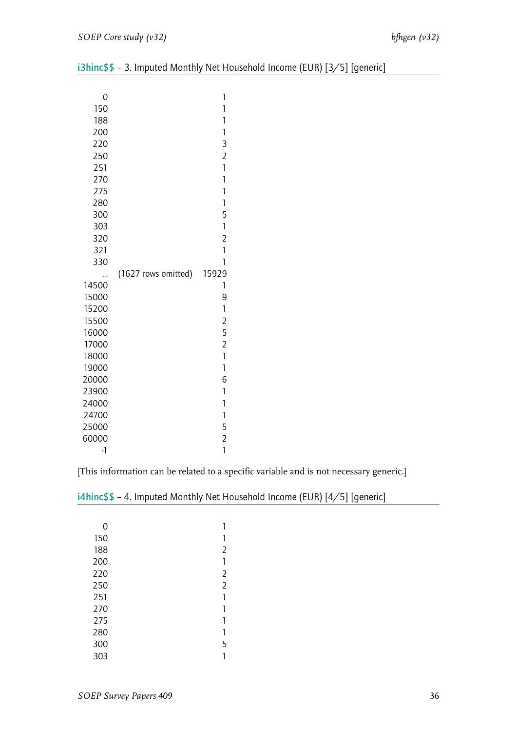### i3hinc$$ – 3. Imputed Monthly Net Household Income (EUR) [3/5] [generic]

| | | |
|---|---|---|
| 0 | | 1 |
| 150 | | 1 |
| 188 | | 1 |
| 200 | | 1 |
| 220 | | 3 |
| 250 | | 2 |
| 251 | | 1 |
| 270 | | 1 |
| 275 | | 1 |
| 280 | | 1 |
| 300 | | 5 |
| 303 | | 1 |
| 320 | | 2 |
| 321 | | 1 |
| 330 | | 1 |
| ... | (1627 rows omitted) | 15929 |
| 14500 | | 1 |
| 15000 | | 9 |
| 15200 | | 1 |
| 15500 | | 2 |
| 16000 | | 5 |
| 17000 | | 2 |
| 18000 | | 1 |
| 19000 | | 1 |
| 20000 | | 6 |
| 23900 | | 1 |
| 24000 | | 1 |
| 24700 | | 1 |
| 25000 | | 5 |
| 60000 | | 2 |
| -1 | | 1 |

[This information can be related to a specific variable and is not necessary generic.]

### i4hinc$$ – 4. Imputed Monthly Net Household Income (EUR) [4/5] [generic]

| | | |
|---|---|---|
| 0 | | 1 |
| 150 | | 1 |
| 188 | | 2 |
| 200 | | 1 |
| 220 | | 2 |
| 250 | | 2 |
| 251 | | 1 |
| 270 | | 1 |
| 275 | | 1 |
| 280 | | 1 |
| 300 | | 5 |
| 303 | | 1 |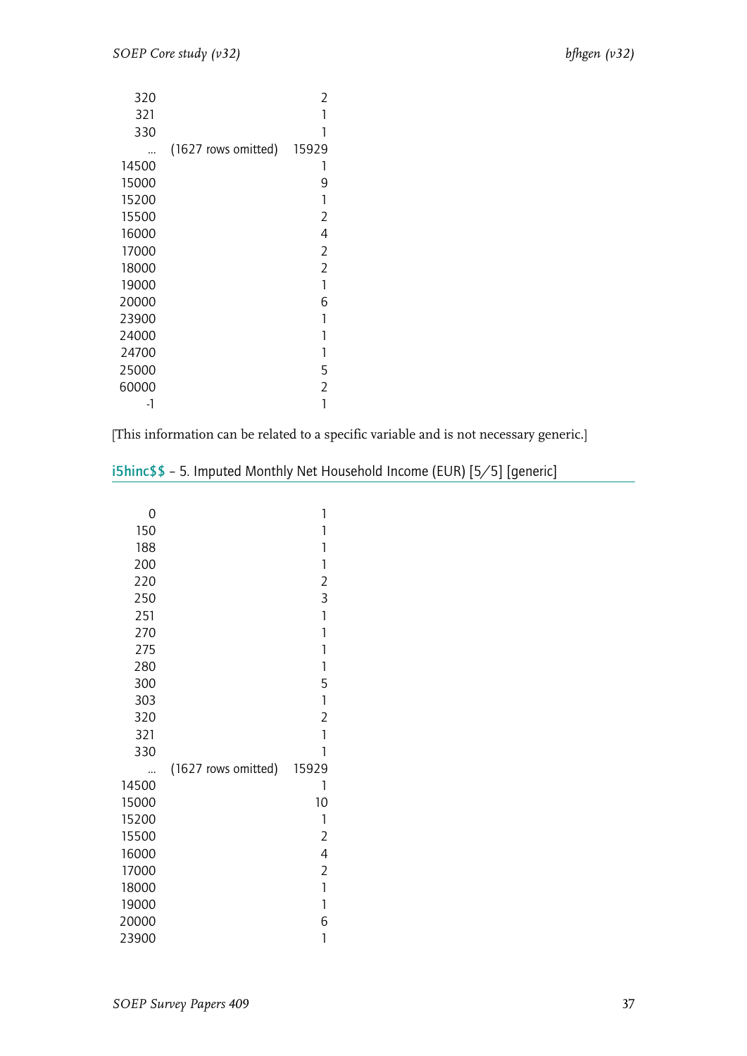| | | |
|---|---|---|
| 320 | | 2 |
| 321 | | 1 |
| 330 | | 1 |
| ... | (1627 rows omitted) | 15929 |
| 14500 | | 1 |
| 15000 | | 9 |
| 15200 | | 1 |
| 15500 | | 2 |
| 16000 | | 4 |
| 17000 | | 2 |
| 18000 | | 2 |
| 19000 | | 1 |
| 20000 | | 6 |
| 23900 | | 1 |
| 24000 | | 1 |
| 24700 | | 1 |
| 25000 | | 5 |
| 60000 | | 2 |
| -1 | | 1 |

[This information can be related to a specific variable and is not necessary generic.]

## i5hinc$$ – 5. Imputed Monthly Net Household Income (EUR) [5/5] [generic]

| | | |
|---|---|---|
| 0 | | 1 |
| 150 | | 1 |
| 188 | | 1 |
| 200 | | 1 |
| 220 | | 2 |
| 250 | | 3 |
| 251 | | 1 |
| 270 | | 1 |
| 275 | | 1 |
| 280 | | 1 |
| 300 | | 5 |
| 303 | | 1 |
| 320 | | 2 |
| 321 | | 1 |
| 330 | | 1 |
| ... | (1627 rows omitted) | 15929 |
| 14500 | | 1 |
| 15000 | | 10 |
| 15200 | | 1 |
| 15500 | | 2 |
| 16000 | | 4 |
| 17000 | | 2 |
| 18000 | | 1 |
| 19000 | | 1 |
| 20000 | | 6 |
| 23900 | | 1 |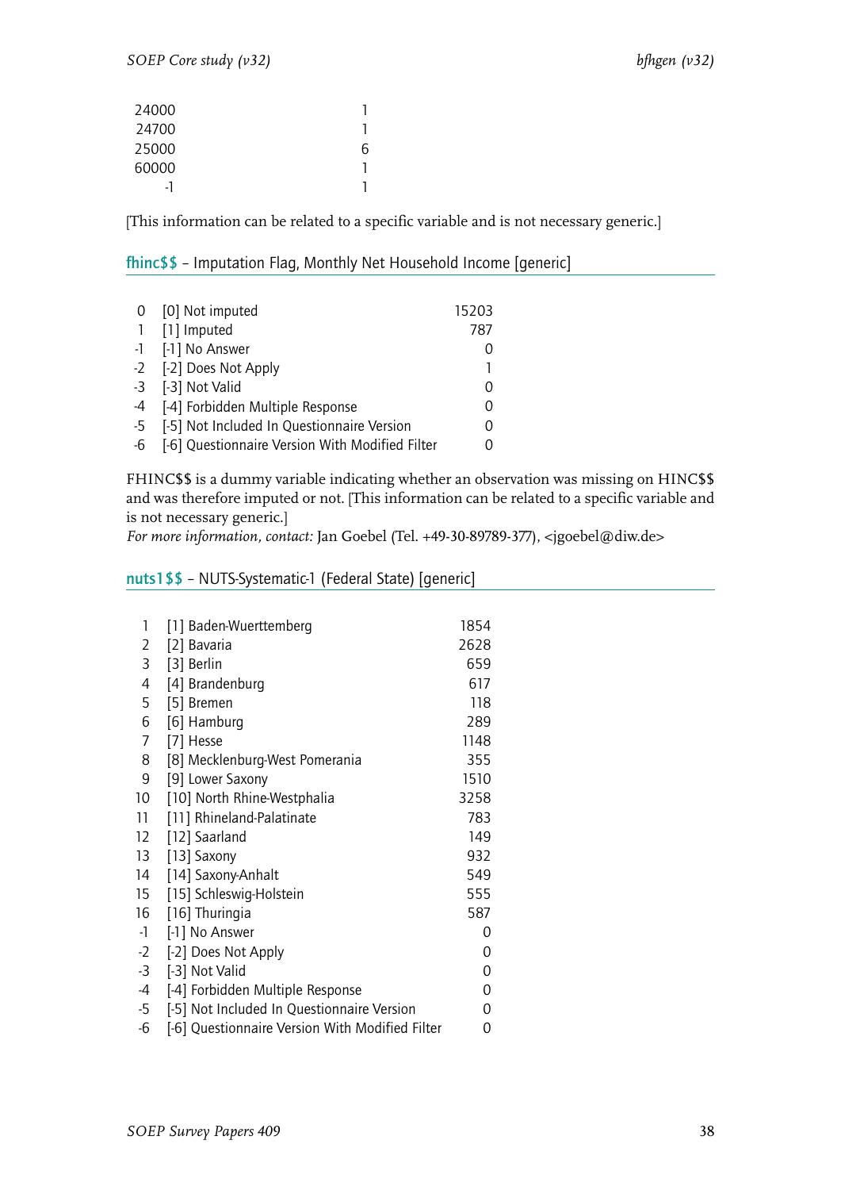| | |
|---|---|
| 24000 | 1 |
| 24700 | 1 |
| 25000 | 6 |
| 60000 | 1 |
| -1 | 1 |

[This information can be related to a specific variable and is not necessary generic.]

## fhinc$$ – Imputation Flag, Monthly Net Household Income [generic]

| | | |
|---|---|---|
| 0 | [0] Not imputed | 15203 |
| 1 | [1] Imputed | 787 |
| -1 | [-1] No Answer | 0 |
| -2 | [-2] Does Not Apply | 1 |
| -3 | [-3] Not Valid | 0 |
| -4 | [-4] Forbidden Multiple Response | 0 |
| -5 | [-5] Not Included In Questionnaire Version | 0 |
| -6 | [-6] Questionnaire Version With Modified Filter | 0 |

FHINC$$ is a dummy variable indicating whether an observation was missing on HINC$$ and was therefore imputed or not. [This information can be related to a specific variable and is not necessary generic.]
*For more information, contact:* Jan Goebel (Tel. +49-30-89789-377), <jgoebel@diw.de>

## nuts1$$ – NUTS-Systematic-1 (Federal State) [generic]

| | | |
|---|---|---|
| 1 | [1] Baden-Wuerttemberg | 1854 |
| 2 | [2] Bavaria | 2628 |
| 3 | [3] Berlin | 659 |
| 4 | [4] Brandenburg | 617 |
| 5 | [5] Bremen | 118 |
| 6 | [6] Hamburg | 289 |
| 7 | [7] Hesse | 1148 |
| 8 | [8] Mecklenburg-West Pomerania | 355 |
| 9 | [9] Lower Saxony | 1510 |
| 10 | [10] North Rhine-Westphalia | 3258 |
| 11 | [11] Rhineland-Palatinate | 783 |
| 12 | [12] Saarland | 149 |
| 13 | [13] Saxony | 932 |
| 14 | [14] Saxony-Anhalt | 549 |
| 15 | [15] Schleswig-Holstein | 555 |
| 16 | [16] Thuringia | 587 |
| -1 | [-1] No Answer | 0 |
| -2 | [-2] Does Not Apply | 0 |
| -3 | [-3] Not Valid | 0 |
| -4 | [-4] Forbidden Multiple Response | 0 |
| -5 | [-5] Not Included In Questionnaire Version | 0 |
| -6 | [-6] Questionnaire Version With Modified Filter | 0 |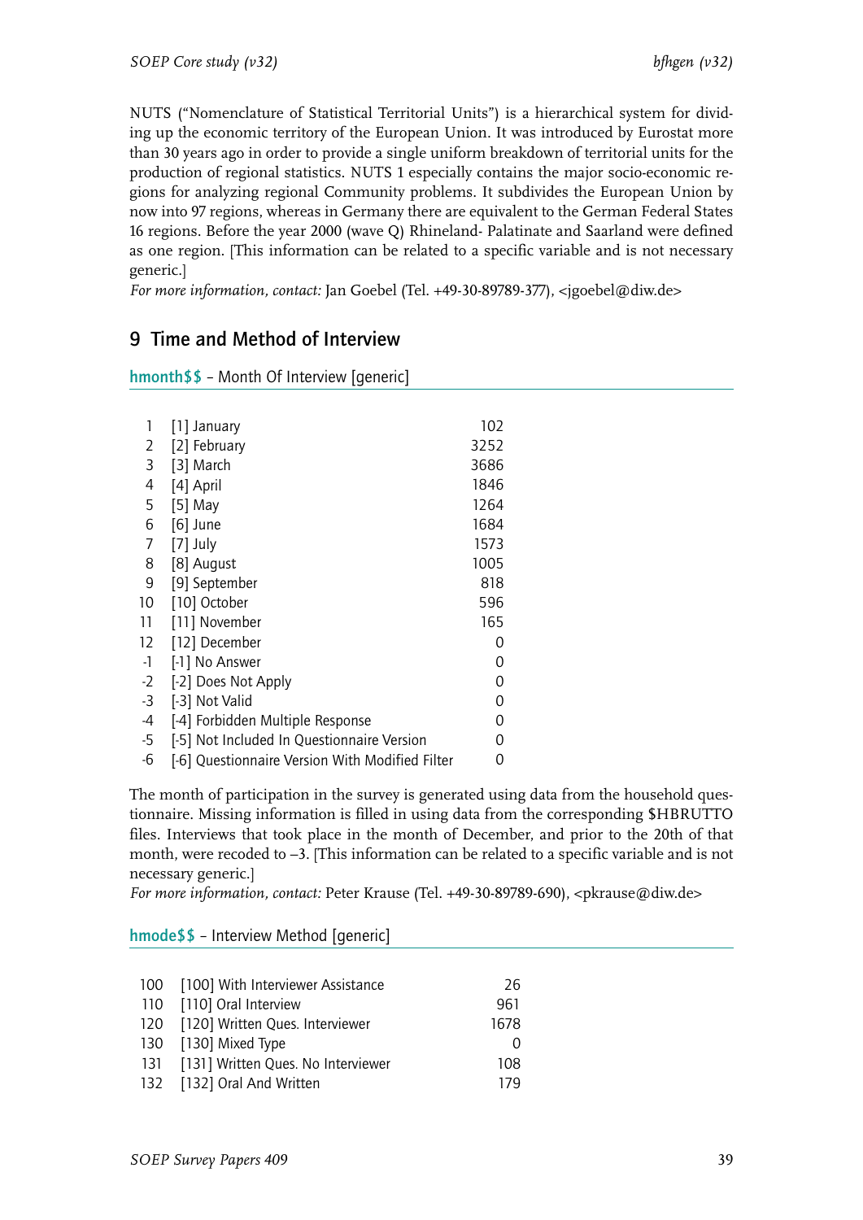NUTS ("Nomenclature of Statistical Territorial Units") is a hierarchical system for dividing up the economic territory of the European Union. It was introduced by Eurostat more than 30 years ago in order to provide a single uniform breakdown of territorial units for the production of regional statistics. NUTS 1 especially contains the major socio-economic regions for analyzing regional Community problems. It subdivides the European Union by now into 97 regions, whereas in Germany there are equivalent to the German Federal States 16 regions. Before the year 2000 (wave Q) Rhineland- Palatinate and Saarland were defined as one region. [This information can be related to a specific variable and is not necessary generic.]
*For more information, contact:* Jan Goebel (Tel. +49-30-89789-377), <jgoebel@diw.de>

## 9 Time and Method of Interview

### hmonth$$ – Month Of Interview [generic]

| | | |
|---|---|---|
| 1 | [1] January | 102 |
| 2 | [2] February | 3252 |
| 3 | [3] March | 3686 |
| 4 | [4] April | 1846 |
| 5 | [5] May | 1264 |
| 6 | [6] June | 1684 |
| 7 | [7] July | 1573 |
| 8 | [8] August | 1005 |
| 9 | [9] September | 818 |
| 10 | [10] October | 596 |
| 11 | [11] November | 165 |
| 12 | [12] December | 0 |
| -1 | [-1] No Answer | 0 |
| -2 | [-2] Does Not Apply | 0 |
| -3 | [-3] Not Valid | 0 |
| -4 | [-4] Forbidden Multiple Response | 0 |
| -5 | [-5] Not Included In Questionnaire Version | 0 |
| -6 | [-6] Questionnaire Version With Modified Filter | 0 |

The month of participation in the survey is generated using data from the household questionnaire. Missing information is filled in using data from the corresponding $HBRUTTO files. Interviews that took place in the month of December, and prior to the 20th of that month, were recoded to –3. [This information can be related to a specific variable and is not necessary generic.]
*For more information, contact:* Peter Krause (Tel. +49-30-89789-690), <pkrause@diw.de>

### hmode$$ – Interview Method [generic]

| | | |
|---|---|---|
| 100 | [100] With Interviewer Assistance | 26 |
| 110 | [110] Oral Interview | 961 |
| 120 | [120] Written Ques. Interviewer | 1678 |
| 130 | [130] Mixed Type | 0 |
| 131 | [131] Written Ques. No Interviewer | 108 |
| 132 | [132] Oral And Written | 179 |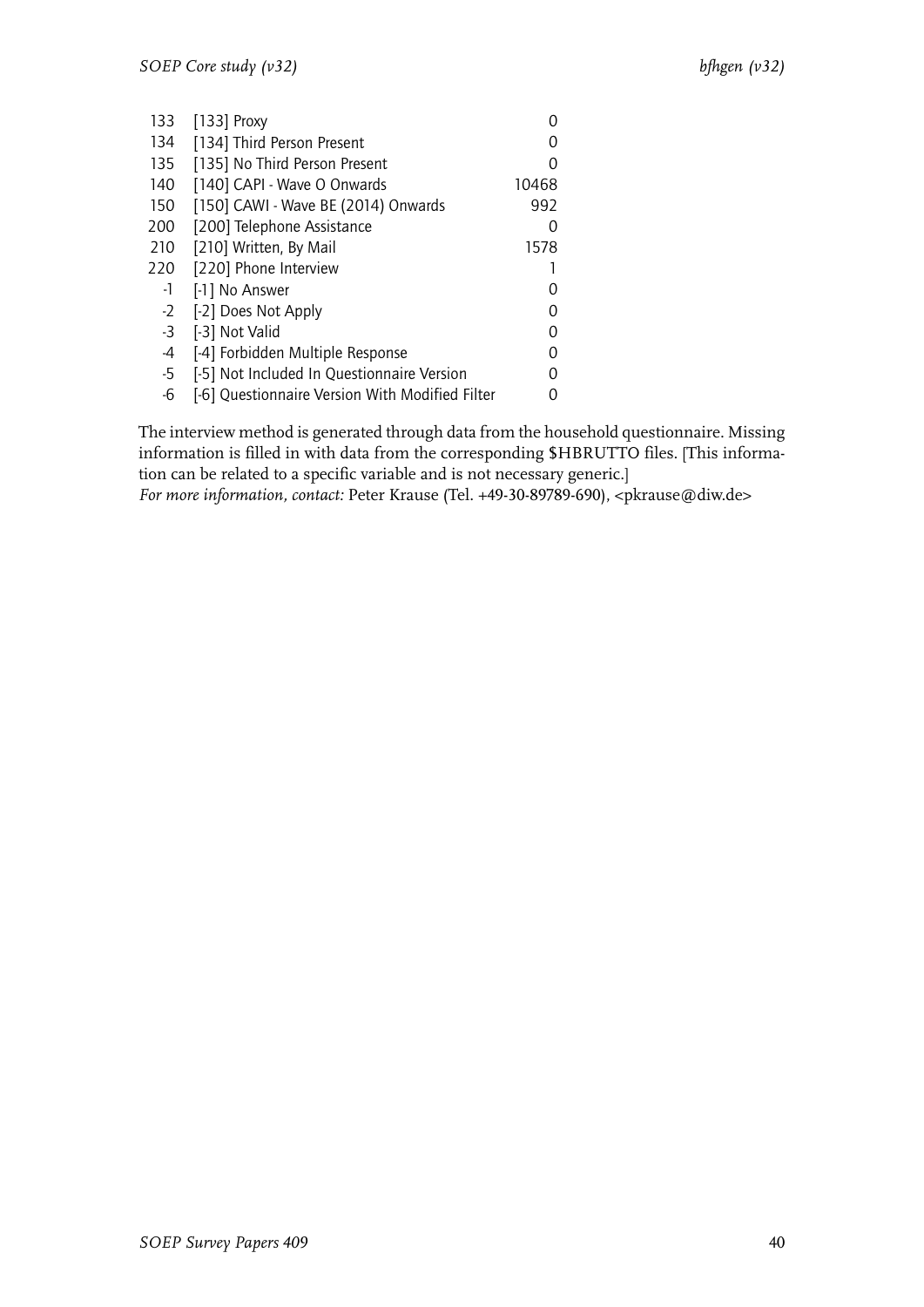| | | |
|---|---|---|
| 133 | [133] Proxy | 0 |
| 134 | [134] Third Person Present | 0 |
| 135 | [135] No Third Person Present | 0 |
| 140 | [140] CAPI - Wave O Onwards | 10468 |
| 150 | [150] CAWI - Wave BE (2014) Onwards | 992 |
| 200 | [200] Telephone Assistance | 0 |
| 210 | [210] Written, By Mail | 1578 |
| 220 | [220] Phone Interview | 1 |
| -1 | [-1] No Answer | 0 |
| -2 | [-2] Does Not Apply | 0 |
| -3 | [-3] Not Valid | 0 |
| -4 | [-4] Forbidden Multiple Response | 0 |
| -5 | [-5] Not Included In Questionnaire Version | 0 |
| -6 | [-6] Questionnaire Version With Modified Filter | 0 |

The interview method is generated through data from the household questionnaire. Missing information is filled in with data from the corresponding $HBRUTTO files. [This information can be related to a specific variable and is not necessary generic.]
*For more information, contact:* Peter Krause (Tel. +49-30-89789-690), <pkrause@diw.de>